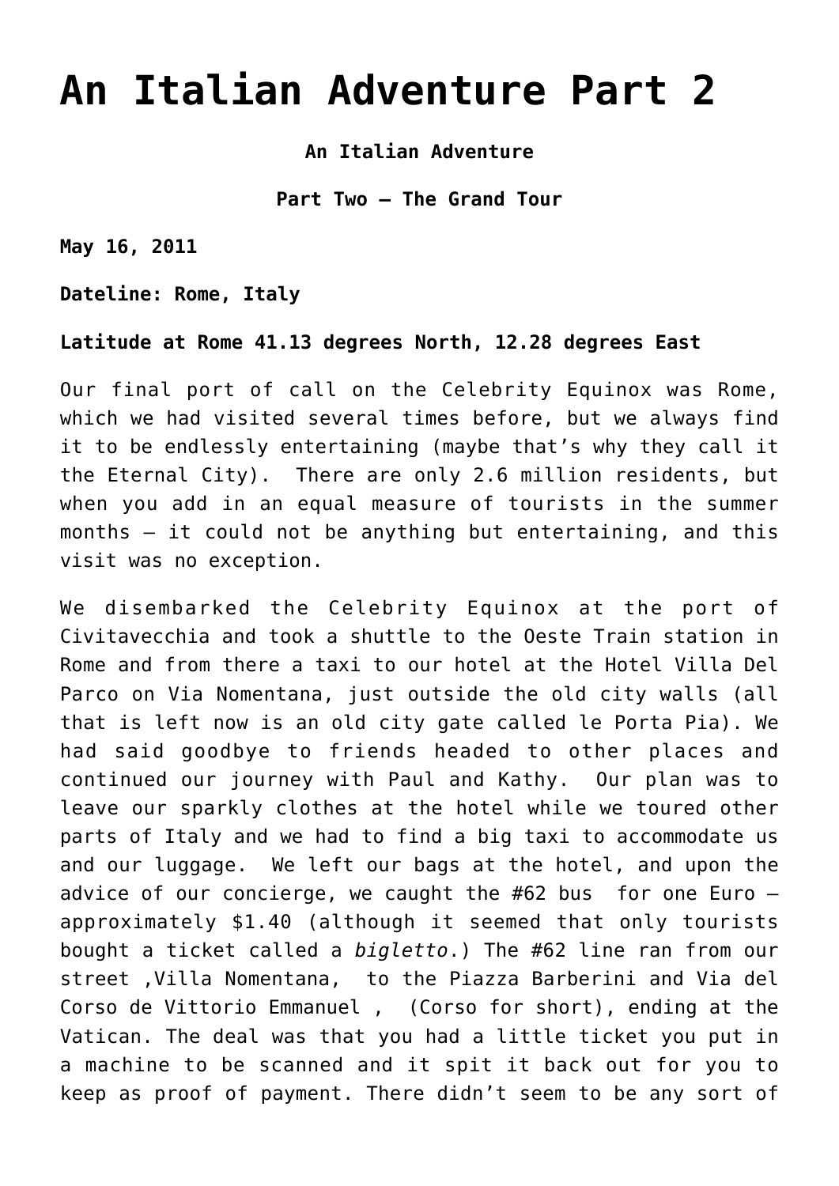# An Italian Adventure Part 2

**An Italian Adventure**

**Part Two – The Grand Tour**

**May 16, 2011**

**Dateline: Rome, Italy**

**Latitude at Rome 41.13 degrees North, 12.28 degrees East**

Our final port of call on the Celebrity Equinox was Rome, which we had visited several times before, but we always find it to be endlessly entertaining (maybe that's why they call it the Eternal City). There are only 2.6 million residents, but when you add in an equal measure of tourists in the summer months – it could not be anything but entertaining, and this visit was no exception.

We disembarked the Celebrity Equinox at the port of Civitavecchia and took a shuttle to the Oeste Train station in Rome and from there a taxi to our hotel at the Hotel Villa Del Parco on Via Nomentana, just outside the old city walls (all that is left now is an old city gate called le Porta Pia). We had said goodbye to friends headed to other places and continued our journey with Paul and Kathy. Our plan was to leave our sparkly clothes at the hotel while we toured other parts of Italy and we had to find a big taxi to accommodate us and our luggage. We left our bags at the hotel, and upon the advice of our concierge, we caught the #62 bus for one Euro – approximately $1.40 (although it seemed that only tourists bought a ticket called a *bigletto*.) The #62 line ran from our street ,Villa Nomentana, to the Piazza Barberini and Via del Corso de Vittorio Emmanuel , (Corso for short), ending at the Vatican. The deal was that you had a little ticket you put in a machine to be scanned and it spit it back out for you to keep as proof of payment. There didn't seem to be any sort of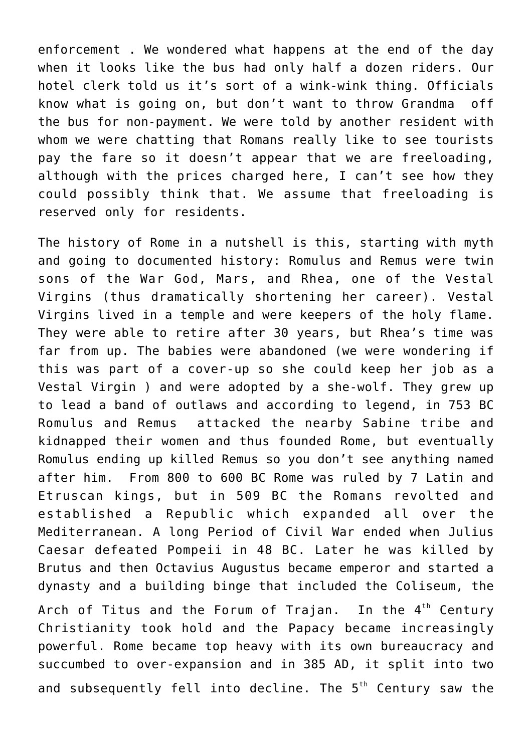enforcement . We wondered what happens at the end of the day when it looks like the bus had only half a dozen riders. Our hotel clerk told us it's sort of a wink-wink thing. Officials know what is going on, but don't want to throw Grandma off the bus for non-payment. We were told by another resident with whom we were chatting that Romans really like to see tourists pay the fare so it doesn't appear that we are freeloading, although with the prices charged here, I can't see how they could possibly think that. We assume that freeloading is reserved only for residents.

The history of Rome in a nutshell is this, starting with myth and going to documented history: Romulus and Remus were twin sons of the War God, Mars, and Rhea, one of the Vestal Virgins (thus dramatically shortening her career). Vestal Virgins lived in a temple and were keepers of the holy flame. They were able to retire after 30 years, but Rhea's time was far from up. The babies were abandoned (we were wondering if this was part of a cover-up so she could keep her job as a Vestal Virgin ) and were adopted by a she-wolf. They grew up to lead a band of outlaws and according to legend, in 753 BC Romulus and Remus attacked the nearby Sabine tribe and kidnapped their women and thus founded Rome, but eventually Romulus ending up killed Remus so you don't see anything named after him. From 800 to 600 BC Rome was ruled by 7 Latin and Etruscan kings, but in 509 BC the Romans revolted and established a Republic which expanded all over the Mediterranean. A long Period of Civil War ended when Julius Caesar defeated Pompeii in 48 BC. Later he was killed by Brutus and then Octavius Augustus became emperor and started a dynasty and a building binge that included the Coliseum, the Arch of Titus and the Forum of Trajan. In the 4th Century Christianity took hold and the Papacy became increasingly powerful. Rome became top heavy with its own bureaucracy and succumbed to over-expansion and in 385 AD, it split into two and subsequently fell into decline. The 5th Century saw the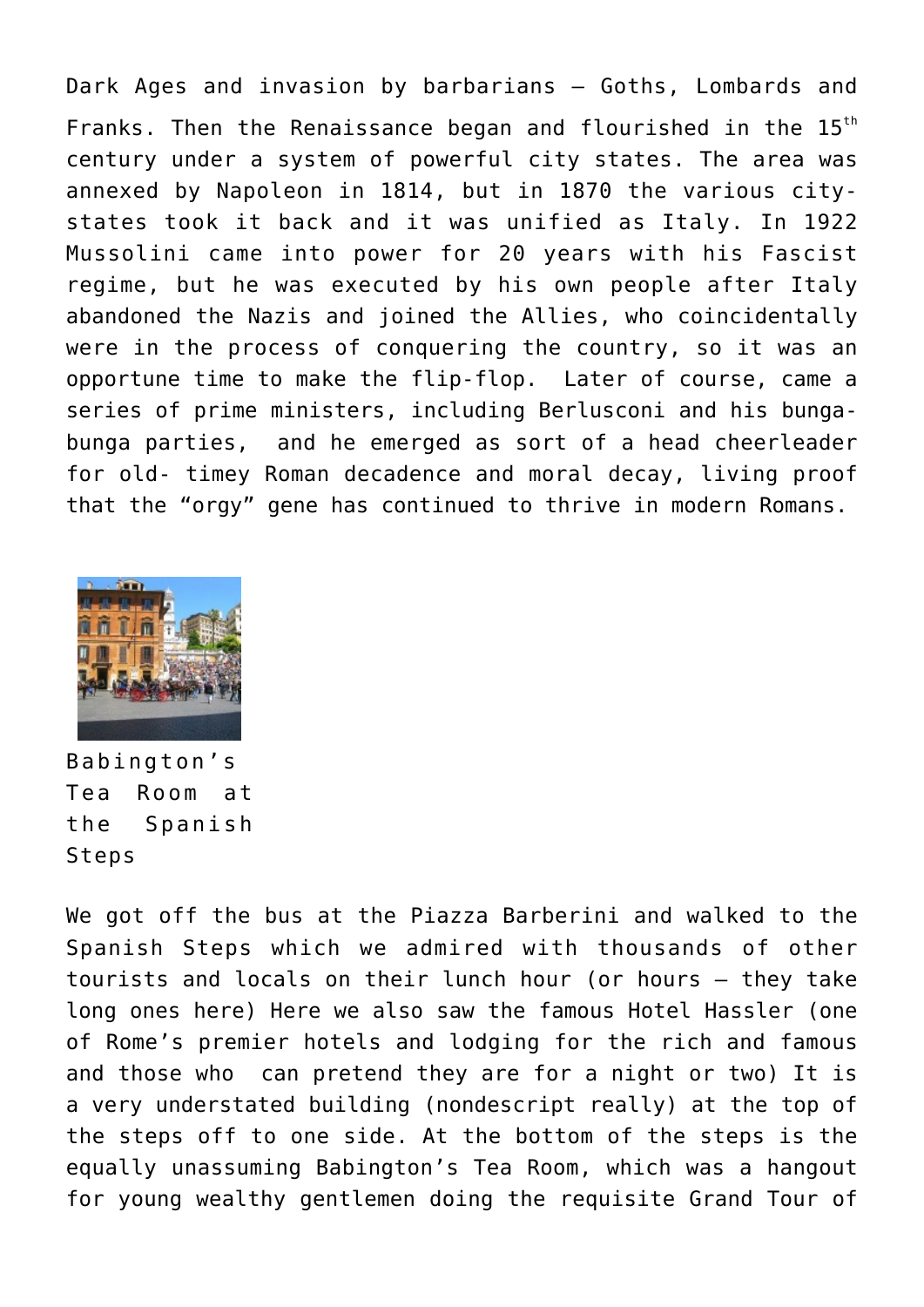Dark Ages and invasion by barbarians – Goths, Lombards and Franks. Then the Renaissance began and flourished in the 15th century under a system of powerful city states. The area was annexed by Napoleon in 1814, but in 1870 the various city-states took it back and it was unified as Italy. In 1922 Mussolini came into power for 20 years with his Fascist regime, but he was executed by his own people after Italy abandoned the Nazis and joined the Allies, who coincidentally were in the process of conquering the country, so it was an opportune time to make the flip-flop. Later of course, came a series of prime ministers, including Berlusconi and his bunga-bunga parties, and he emerged as sort of a head cheerleader for old- timey Roman decadence and moral decay, living proof that the "orgy" gene has continued to thrive in modern Romans.

Babington's Tea Room at the Spanish Steps

We got off the bus at the Piazza Barberini and walked to the Spanish Steps which we admired with thousands of other tourists and locals on their lunch hour (or hours – they take long ones here) Here we also saw the famous Hotel Hassler (one of Rome's premier hotels and lodging for the rich and famous and those who can pretend they are for a night or two) It is a very understated building (nondescript really) at the top of the steps off to one side. At the bottom of the steps is the equally unassuming Babington's Tea Room, which was a hangout for young wealthy gentlemen doing the requisite Grand Tour of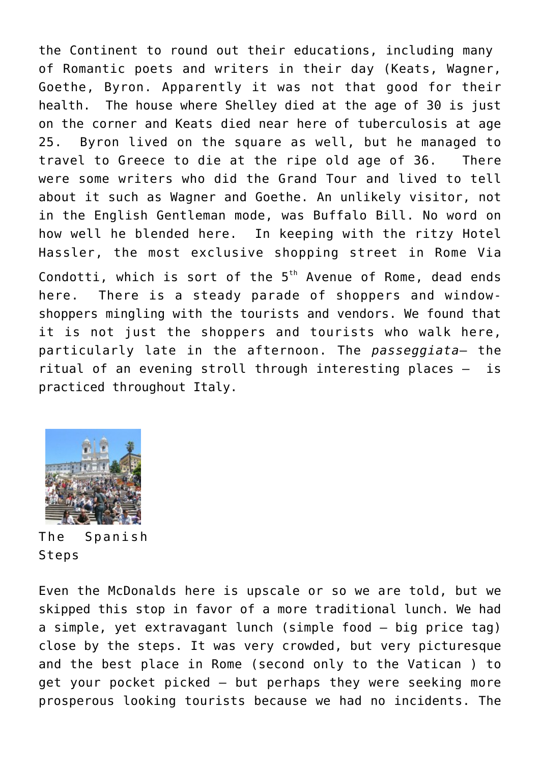the Continent to round out their educations, including many of Romantic poets and writers in their day (Keats, Wagner, Goethe, Byron. Apparently it was not that good for their health. The house where Shelley died at the age of 30 is just on the corner and Keats died near here of tuberculosis at age 25. Byron lived on the square as well, but he managed to travel to Greece to die at the ripe old age of 36. There were some writers who did the Grand Tour and lived to tell about it such as Wagner and Goethe. An unlikely visitor, not in the English Gentleman mode, was Buffalo Bill. No word on how well he blended here. In keeping with the ritzy Hotel Hassler, the most exclusive shopping street in Rome Via Condotti, which is sort of the 5th Avenue of Rome, dead ends here. There is a steady parade of shoppers and window-shoppers mingling with the tourists and vendors. We found that it is not just the shoppers and tourists who walk here, particularly late in the afternoon. The *passeggiata*– the ritual of an evening stroll through interesting places – is practiced throughout Italy.

The Spanish Steps

Even the McDonalds here is upscale or so we are told, but we skipped this stop in favor of a more traditional lunch. We had a simple, yet extravagant lunch (simple food – big price tag) close by the steps. It was very crowded, but very picturesque and the best place in Rome (second only to the Vatican ) to get your pocket picked – but perhaps they were seeking more prosperous looking tourists because we had no incidents. The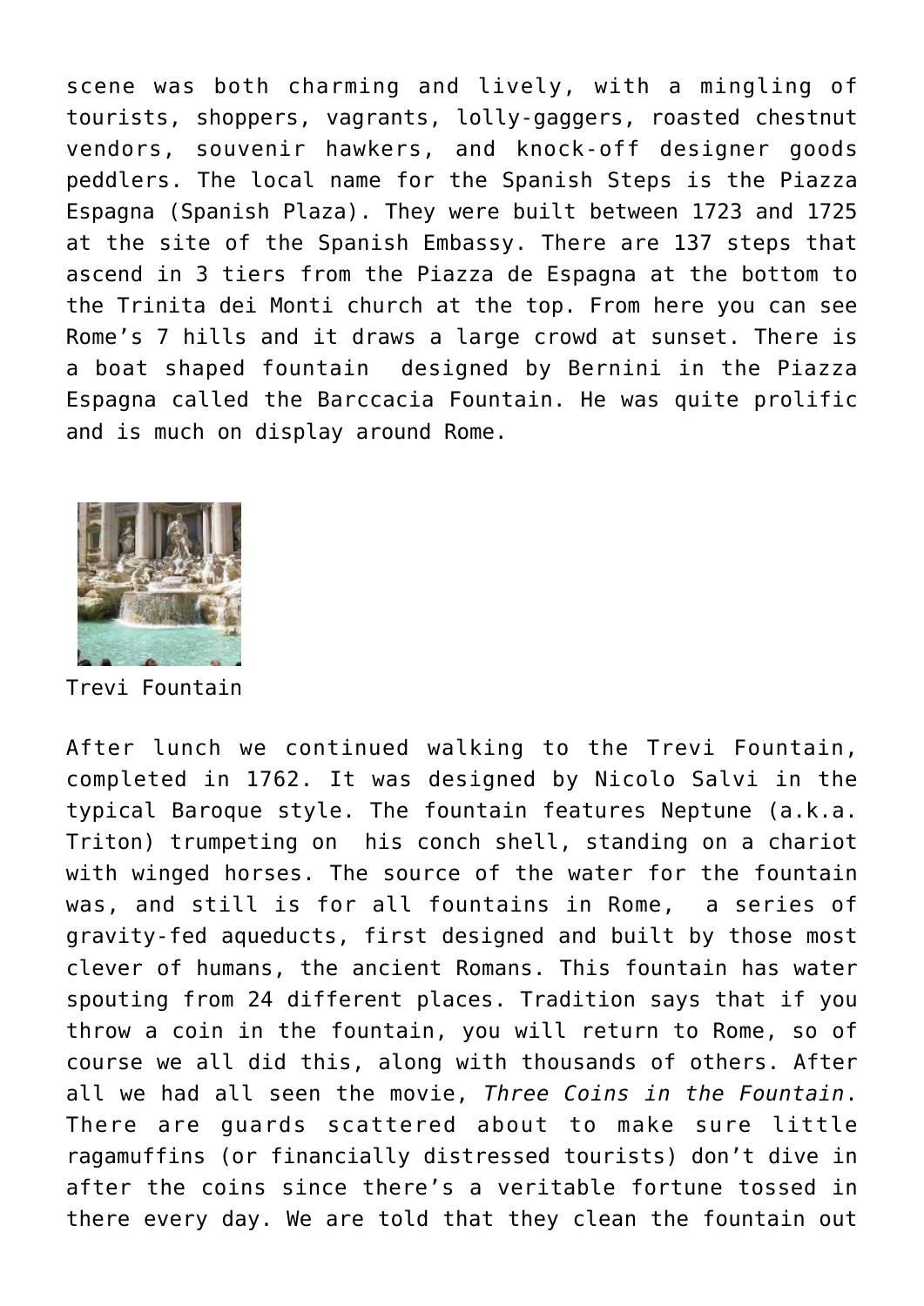scene was both charming and lively, with a mingling of tourists, shoppers, vagrants, lolly-gaggers, roasted chestnut vendors, souvenir hawkers, and knock-off designer goods peddlers. The local name for the Spanish Steps is the Piazza Espagna (Spanish Plaza). They were built between 1723 and 1725 at the site of the Spanish Embassy. There are 137 steps that ascend in 3 tiers from the Piazza de Espagna at the bottom to the Trinita dei Monti church at the top. From here you can see Rome's 7 hills and it draws a large crowd at sunset. There is a boat shaped fountain designed by Bernini in the Piazza Espagna called the Barccacia Fountain. He was quite prolific and is much on display around Rome.

Trevi Fountain

After lunch we continued walking to the Trevi Fountain, completed in 1762. It was designed by Nicolo Salvi in the typical Baroque style. The fountain features Neptune (a.k.a. Triton) trumpeting on his conch shell, standing on a chariot with winged horses. The source of the water for the fountain was, and still is for all fountains in Rome, a series of gravity-fed aqueducts, first designed and built by those most clever of humans, the ancient Romans. This fountain has water spouting from 24 different places. Tradition says that if you throw a coin in the fountain, you will return to Rome, so of course we all did this, along with thousands of others. After all we had all seen the movie, *Three Coins in the Fountain*. There are guards scattered about to make sure little ragamuffins (or financially distressed tourists) don't dive in after the coins since there's a veritable fortune tossed in there every day. We are told that they clean the fountain out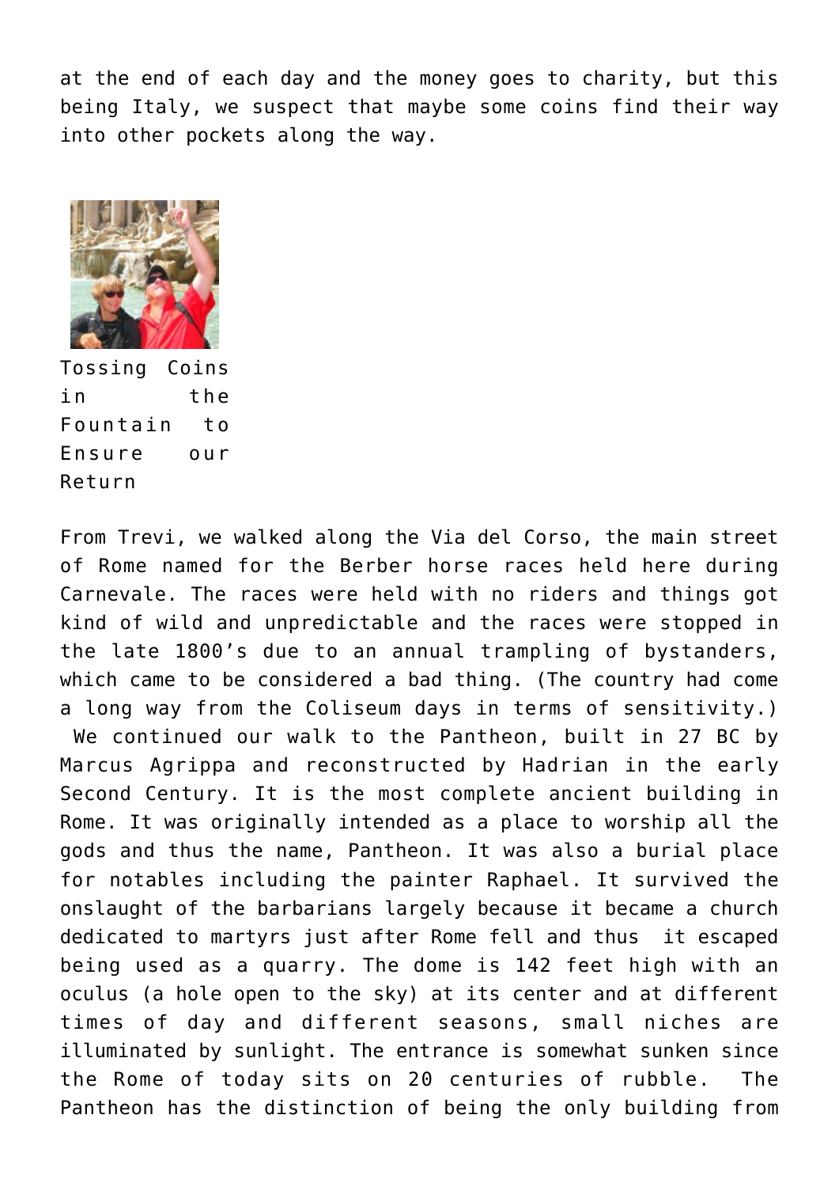at the end of each day and the money goes to charity, but this being Italy, we suspect that maybe some coins find their way into other pockets along the way.

Tossing Coins in the Fountain to Ensure our Return

From Trevi, we walked along the Via del Corso, the main street of Rome named for the Berber horse races held here during Carnevale. The races were held with no riders and things got kind of wild and unpredictable and the races were stopped in the late 1800's due to an annual trampling of bystanders, which came to be considered a bad thing. (The country had come a long way from the Coliseum days in terms of sensitivity.) We continued our walk to the Pantheon, built in 27 BC by Marcus Agrippa and reconstructed by Hadrian in the early Second Century. It is the most complete ancient building in Rome. It was originally intended as a place to worship all the gods and thus the name, Pantheon. It was also a burial place for notables including the painter Raphael. It survived the onslaught of the barbarians largely because it became a church dedicated to martyrs just after Rome fell and thus it escaped being used as a quarry. The dome is 142 feet high with an oculus (a hole open to the sky) at its center and at different times of day and different seasons, small niches are illuminated by sunlight. The entrance is somewhat sunken since the Rome of today sits on 20 centuries of rubble. The Pantheon has the distinction of being the only building from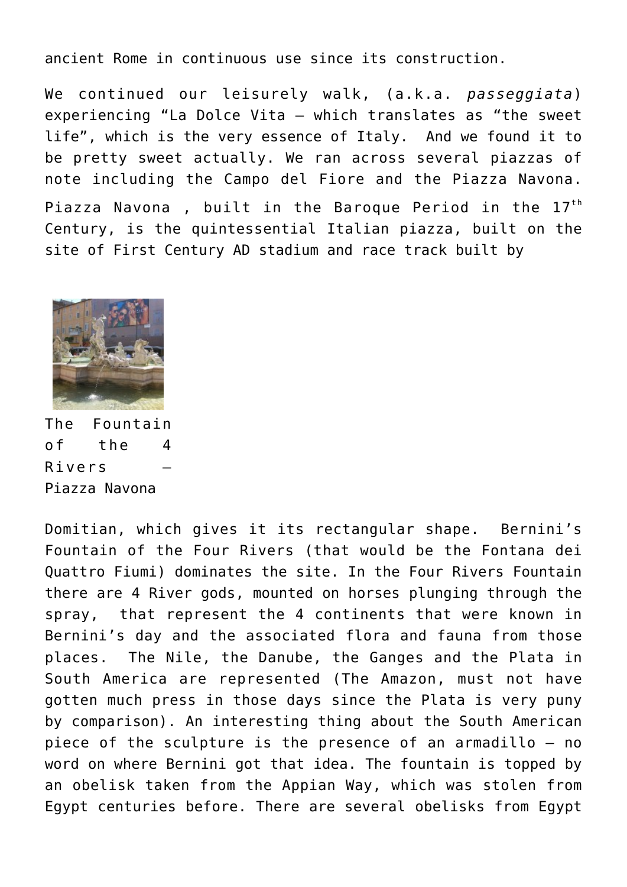ancient Rome in continuous use since its construction.

We continued our leisurely walk, (a.k.a. *passeggiata*) experiencing "La Dolce Vita – which translates as "the sweet life", which is the very essence of Italy. And we found it to be pretty sweet actually. We ran across several piazzas of note including the Campo del Fiore and the Piazza Navona.

Piazza Navona , built in the Baroque Period in the 17th Century, is the quintessential Italian piazza, built on the site of First Century AD stadium and race track built by

The Fountain of the 4 Rivers – Piazza Navona

Domitian, which gives it its rectangular shape. Bernini's Fountain of the Four Rivers (that would be the Fontana dei Quattro Fiumi) dominates the site. In the Four Rivers Fountain there are 4 River gods, mounted on horses plunging through the spray, that represent the 4 continents that were known in Bernini's day and the associated flora and fauna from those places. The Nile, the Danube, the Ganges and the Plata in South America are represented (The Amazon, must not have gotten much press in those days since the Plata is very puny by comparison). An interesting thing about the South American piece of the sculpture is the presence of an armadillo – no word on where Bernini got that idea. The fountain is topped by an obelisk taken from the Appian Way, which was stolen from Egypt centuries before. There are several obelisks from Egypt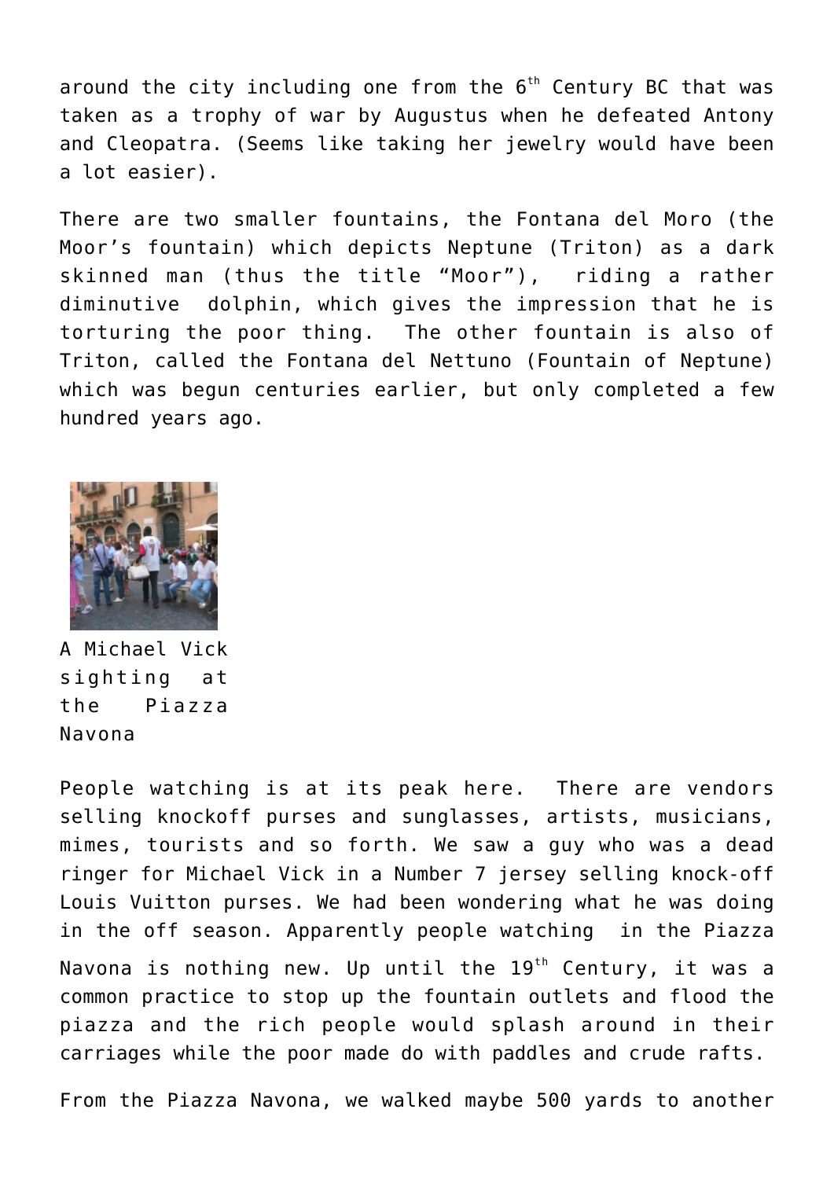around the city including one from the 6th Century BC that was taken as a trophy of war by Augustus when he defeated Antony and Cleopatra. (Seems like taking her jewelry would have been a lot easier).

There are two smaller fountains, the Fontana del Moro (the Moor's fountain) which depicts Neptune (Triton) as a dark skinned man (thus the title "Moor"), riding a rather diminutive dolphin, which gives the impression that he is torturing the poor thing. The other fountain is also of Triton, called the Fontana del Nettuno (Fountain of Neptune) which was begun centuries earlier, but only completed a few hundred years ago.

A Michael Vick sighting at the Piazza Navona

People watching is at its peak here. There are vendors selling knockoff purses and sunglasses, artists, musicians, mimes, tourists and so forth. We saw a guy who was a dead ringer for Michael Vick in a Number 7 jersey selling knock-off Louis Vuitton purses. We had been wondering what he was doing in the off season. Apparently people watching in the Piazza Navona is nothing new. Up until the 19th Century, it was a common practice to stop up the fountain outlets and flood the piazza and the rich people would splash around in their carriages while the poor made do with paddles and crude rafts.

From the Piazza Navona, we walked maybe 500 yards to another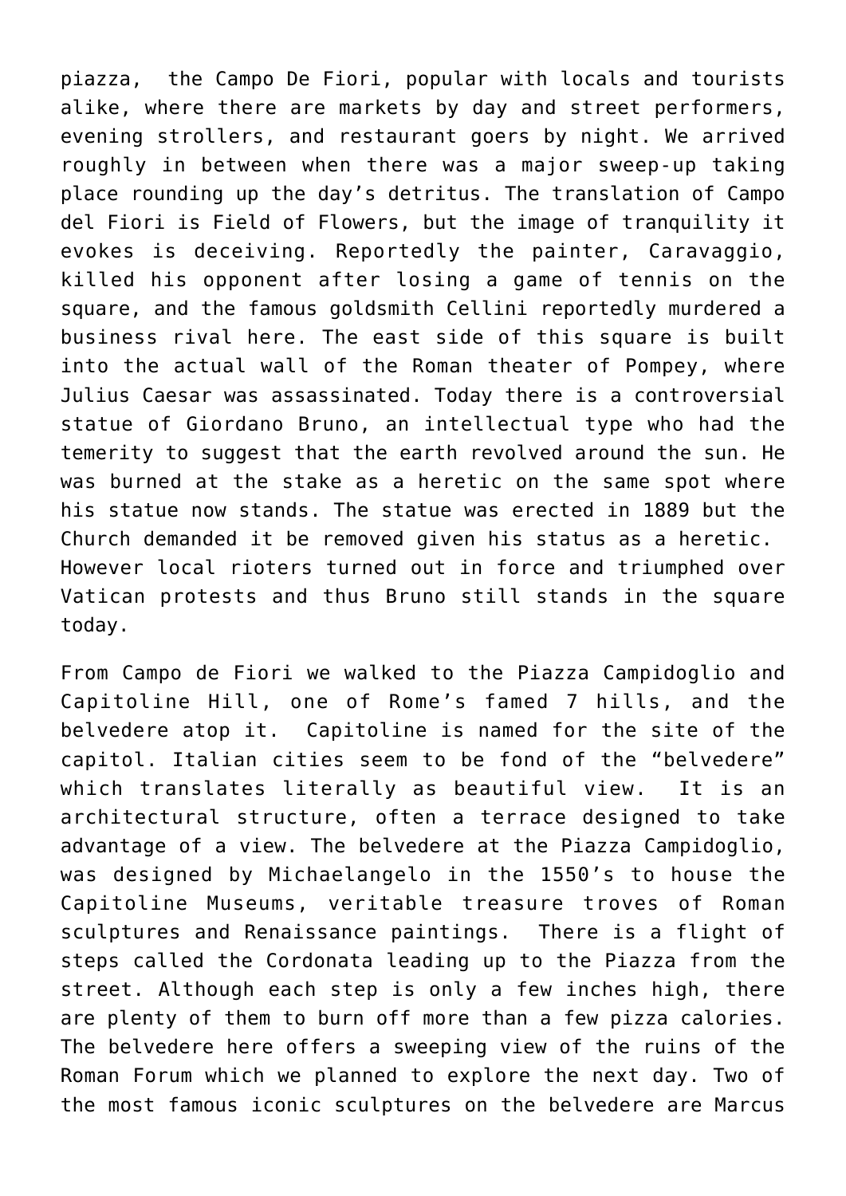piazza,  the Campo De Fiori, popular with locals and tourists alike, where there are markets by day and street performers, evening strollers, and restaurant goers by night. We arrived roughly in between when there was a major sweep-up taking place rounding up the day's detritus. The translation of Campo del Fiori is Field of Flowers, but the image of tranquility it evokes is deceiving. Reportedly the painter, Caravaggio, killed his opponent after losing a game of tennis on the square, and the famous goldsmith Cellini reportedly murdered a business rival here. The east side of this square is built into the actual wall of the Roman theater of Pompey, where Julius Caesar was assassinated. Today there is a controversial statue of Giordano Bruno, an intellectual type who had the temerity to suggest that the earth revolved around the sun. He was burned at the stake as a heretic on the same spot where his statue now stands. The statue was erected in 1889 but the Church demanded it be removed given his status as a heretic.  However local rioters turned out in force and triumphed over Vatican protests and thus Bruno still stands in the square today.

From Campo de Fiori we walked to the Piazza Campidoglio and Capitoline Hill, one of Rome's famed 7 hills, and the belvedere atop it.  Capitoline is named for the site of the capitol. Italian cities seem to be fond of the "belvedere" which translates literally as beautiful view.  It is an architectural structure, often a terrace designed to take advantage of a view. The belvedere at the Piazza Campidoglio, was designed by Michaelangelo in the 1550's to house the Capitoline Museums, veritable treasure troves of Roman sculptures and Renaissance paintings.  There is a flight of steps called the Cordonata leading up to the Piazza from the street. Although each step is only a few inches high, there are plenty of them to burn off more than a few pizza calories. The belvedere here offers a sweeping view of the ruins of the Roman Forum which we planned to explore the next day. Two of the most famous iconic sculptures on the belvedere are Marcus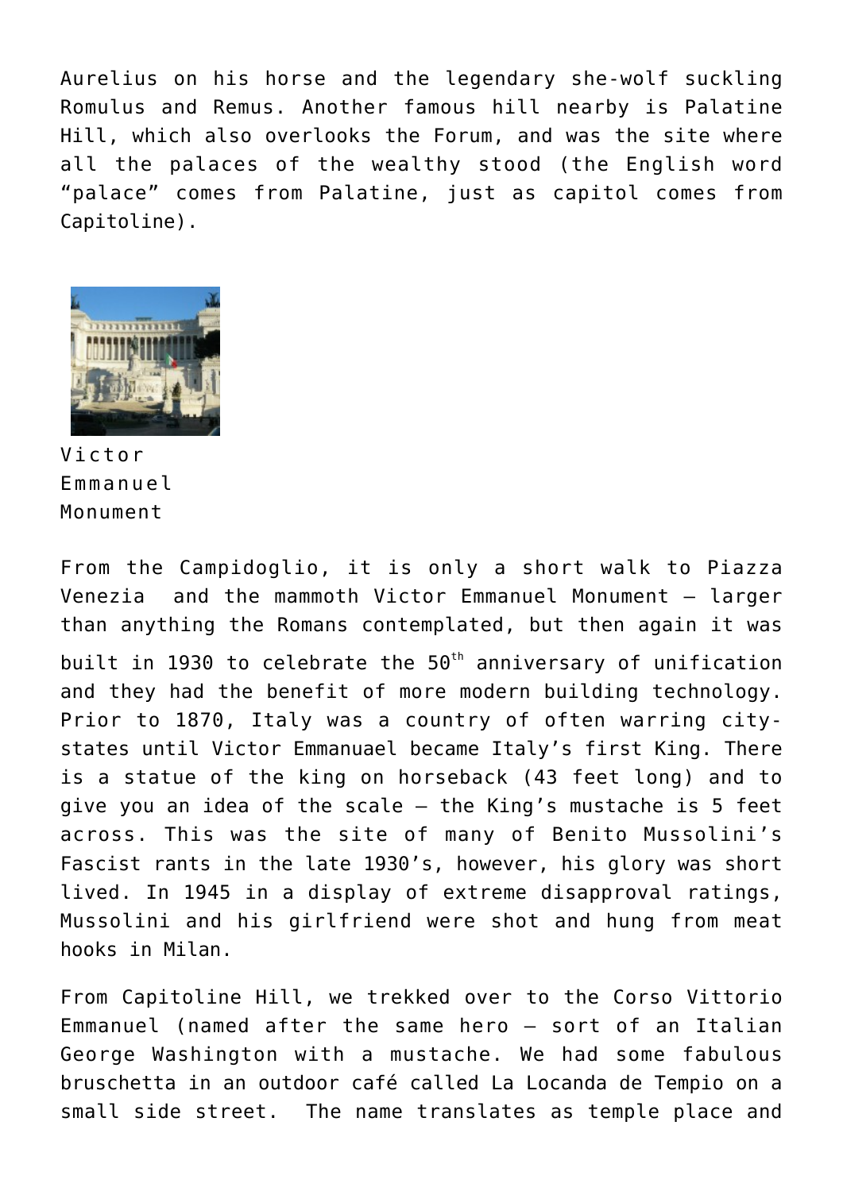Aurelius on his horse and the legendary she-wolf suckling Romulus and Remus. Another famous hill nearby is Palatine Hill, which also overlooks the Forum, and was the site where all the palaces of the wealthy stood (the English word "palace" comes from Palatine, just as capitol comes from Capitoline).

Victor Emmanuel Monument

From the Campidoglio, it is only a short walk to Piazza Venezia and the mammoth Victor Emmanuel Monument – larger than anything the Romans contemplated, but then again it was built in 1930 to celebrate the 50th anniversary of unification and they had the benefit of more modern building technology. Prior to 1870, Italy was a country of often warring city-states until Victor Emmanuael became Italy's first King. There is a statue of the king on horseback (43 feet long) and to give you an idea of the scale – the King's mustache is 5 feet across. This was the site of many of Benito Mussolini's Fascist rants in the late 1930's, however, his glory was short lived. In 1945 in a display of extreme disapproval ratings, Mussolini and his girlfriend were shot and hung from meat hooks in Milan.

From Capitoline Hill, we trekked over to the Corso Vittorio Emmanuel (named after the same hero – sort of an Italian George Washington with a mustache. We had some fabulous bruschetta in an outdoor café called La Locanda de Tempio on a small side street. The name translates as temple place and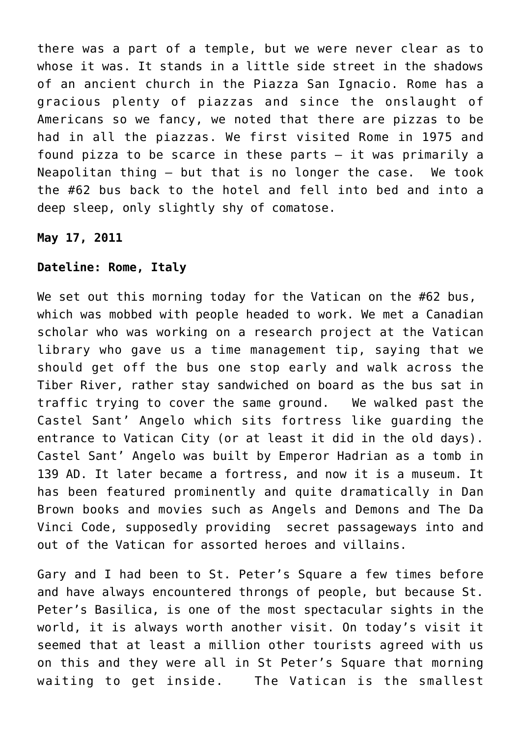there was a part of a temple, but we were never clear as to whose it was. It stands in a little side street in the shadows of an ancient church in the Piazza San Ignacio. Rome has a gracious plenty of piazzas and since the onslaught of Americans so we fancy, we noted that there are pizzas to be had in all the piazzas. We first visited Rome in 1975 and found pizza to be scarce in these parts – it was primarily a Neapolitan thing – but that is no longer the case. We took the #62 bus back to the hotel and fell into bed and into a deep sleep, only slightly shy of comatose.

**May 17, 2011**

**Dateline: Rome, Italy**

We set out this morning today for the Vatican on the #62 bus, which was mobbed with people headed to work. We met a Canadian scholar who was working on a research project at the Vatican library who gave us a time management tip, saying that we should get off the bus one stop early and walk across the Tiber River, rather stay sandwiched on board as the bus sat in traffic trying to cover the same ground. We walked past the Castel Sant' Angelo which sits fortress like guarding the entrance to Vatican City (or at least it did in the old days). Castel Sant' Angelo was built by Emperor Hadrian as a tomb in 139 AD. It later became a fortress, and now it is a museum. It has been featured prominently and quite dramatically in Dan Brown books and movies such as Angels and Demons and The Da Vinci Code, supposedly providing secret passageways into and out of the Vatican for assorted heroes and villains.

Gary and I had been to St. Peter's Square a few times before and have always encountered throngs of people, but because St. Peter's Basilica, is one of the most spectacular sights in the world, it is always worth another visit. On today's visit it seemed that at least a million other tourists agreed with us on this and they were all in St Peter's Square that morning waiting to get inside. The Vatican is the smallest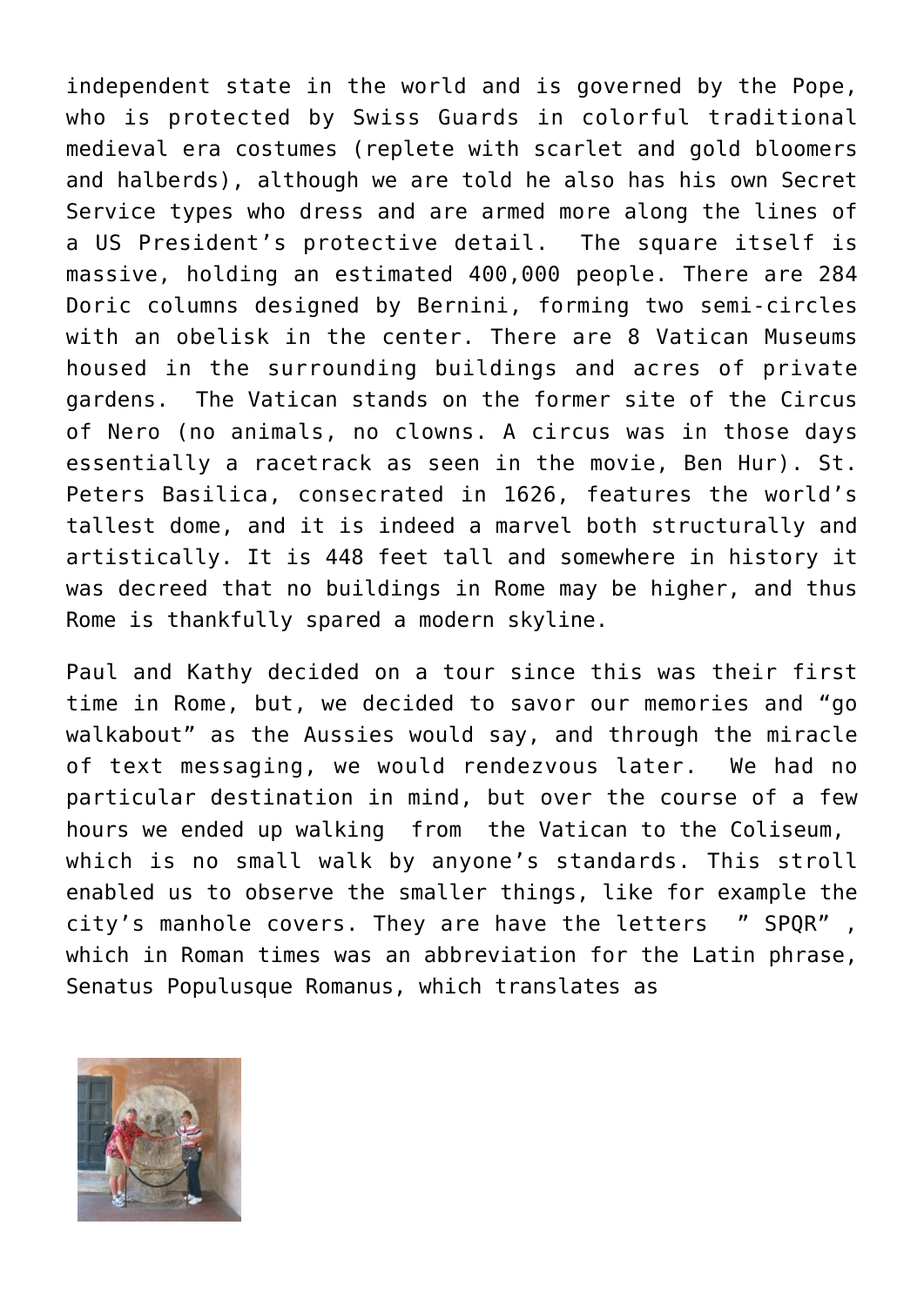independent state in the world and is governed by the Pope, who is protected by Swiss Guards in colorful traditional medieval era costumes (replete with scarlet and gold bloomers and halberds), although we are told he also has his own Secret Service types who dress and are armed more along the lines of a US President's protective detail. The square itself is massive, holding an estimated 400,000 people. There are 284 Doric columns designed by Bernini, forming two semi-circles with an obelisk in the center. There are 8 Vatican Museums housed in the surrounding buildings and acres of private gardens. The Vatican stands on the former site of the Circus of Nero (no animals, no clowns. A circus was in those days essentially a racetrack as seen in the movie, Ben Hur). St. Peters Basilica, consecrated in 1626, features the world's tallest dome, and it is indeed a marvel both structurally and artistically. It is 448 feet tall and somewhere in history it was decreed that no buildings in Rome may be higher, and thus Rome is thankfully spared a modern skyline.

Paul and Kathy decided on a tour since this was their first time in Rome, but, we decided to savor our memories and "go walkabout" as the Aussies would say, and through the miracle of text messaging, we would rendezvous later. We had no particular destination in mind, but over the course of a few hours we ended up walking from the Vatican to the Coliseum, which is no small walk by anyone's standards. This stroll enabled us to observe the smaller things, like for example the city's manhole covers. They are have the letters " SPQR" , which in Roman times was an abbreviation for the Latin phrase, Senatus Populusque Romanus, which translates as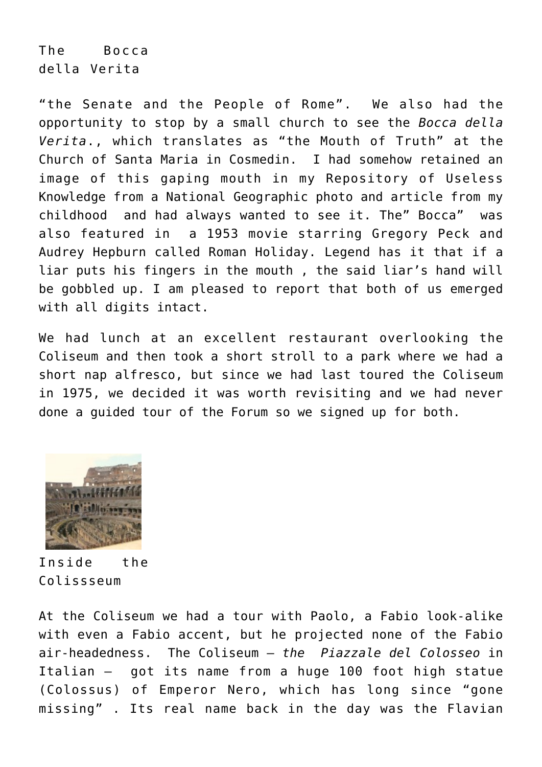The Bocca della Verita

"the Senate and the People of Rome". We also had the opportunity to stop by a small church to see the *Bocca della Verita*., which translates as "the Mouth of Truth" at the Church of Santa Maria in Cosmedin. I had somehow retained an image of this gaping mouth in my Repository of Useless Knowledge from a National Geographic photo and article from my childhood and had always wanted to see it. The" Bocca" was also featured in a 1953 movie starring Gregory Peck and Audrey Hepburn called Roman Holiday. Legend has it that if a liar puts his fingers in the mouth , the said liar's hand will be gobbled up. I am pleased to report that both of us emerged with all digits intact.

We had lunch at an excellent restaurant overlooking the Coliseum and then took a short stroll to a park where we had a short nap alfresco, but since we had last toured the Coliseum in 1975, we decided it was worth revisiting and we had never done a guided tour of the Forum so we signed up for both.

Inside the Colissseum

At the Coliseum we had a tour with Paolo, a Fabio look-alike with even a Fabio accent, but he projected none of the Fabio air-headedness. The Coliseum – *the Piazzale del Colosseo* in Italian – got its name from a huge 100 foot high statue (Colossus) of Emperor Nero, which has long since "gone missing" . Its real name back in the day was the Flavian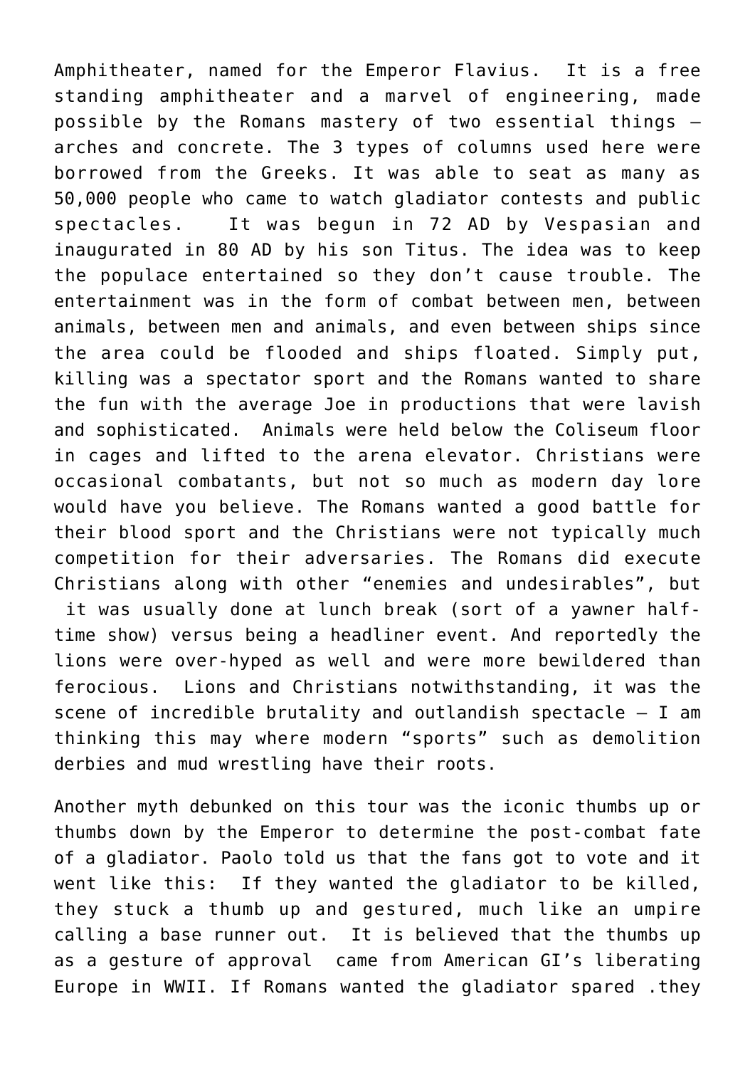Amphitheater, named for the Emperor Flavius. It is a free standing amphitheater and a marvel of engineering, made possible by the Romans mastery of two essential things – arches and concrete. The 3 types of columns used here were borrowed from the Greeks. It was able to seat as many as 50,000 people who came to watch gladiator contests and public spectacles. It was begun in 72 AD by Vespasian and inaugurated in 80 AD by his son Titus. The idea was to keep the populace entertained so they don't cause trouble. The entertainment was in the form of combat between men, between animals, between men and animals, and even between ships since the area could be flooded and ships floated. Simply put, killing was a spectator sport and the Romans wanted to share the fun with the average Joe in productions that were lavish and sophisticated. Animals were held below the Coliseum floor in cages and lifted to the arena elevator. Christians were occasional combatants, but not so much as modern day lore would have you believe. The Romans wanted a good battle for their blood sport and the Christians were not typically much competition for their adversaries. The Romans did execute Christians along with other "enemies and undesirables", but it was usually done at lunch break (sort of a yawner half-time show) versus being a headliner event. And reportedly the lions were over-hyped as well and were more bewildered than ferocious. Lions and Christians notwithstanding, it was the scene of incredible brutality and outlandish spectacle – I am thinking this may where modern "sports" such as demolition derbies and mud wrestling have their roots.

Another myth debunked on this tour was the iconic thumbs up or thumbs down by the Emperor to determine the post-combat fate of a gladiator. Paolo told us that the fans got to vote and it went like this: If they wanted the gladiator to be killed, they stuck a thumb up and gestured, much like an umpire calling a base runner out. It is believed that the thumbs up as a gesture of approval came from American GI's liberating Europe in WWII. If Romans wanted the gladiator spared .they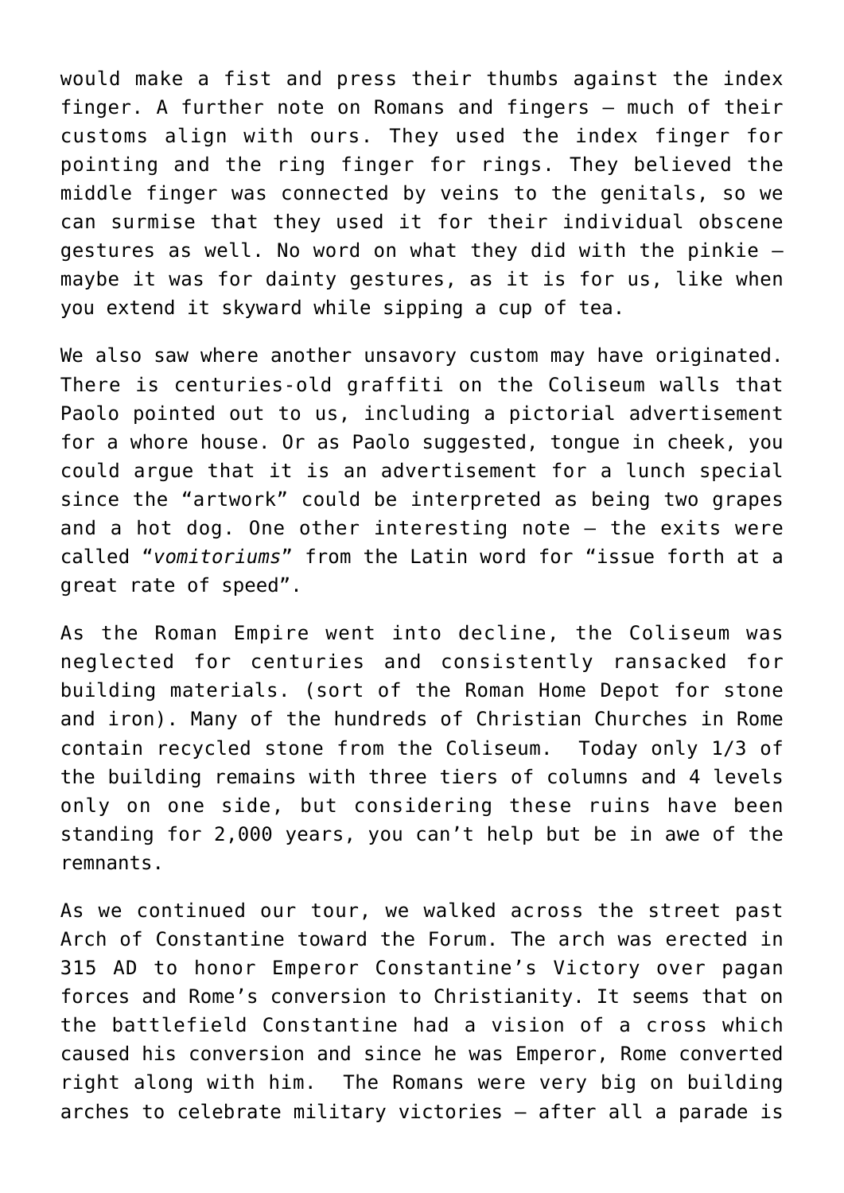would make a fist and press their thumbs against the index finger. A further note on Romans and fingers – much of their customs align with ours. They used the index finger for pointing and the ring finger for rings. They believed the middle finger was connected by veins to the genitals, so we can surmise that they used it for their individual obscene gestures as well. No word on what they did with the pinkie – maybe it was for dainty gestures, as it is for us, like when you extend it skyward while sipping a cup of tea.

We also saw where another unsavory custom may have originated. There is centuries-old graffiti on the Coliseum walls that Paolo pointed out to us, including a pictorial advertisement for a whore house. Or as Paolo suggested, tongue in cheek, you could argue that it is an advertisement for a lunch special since the "artwork" could be interpreted as being two grapes and a hot dog. One other interesting note – the exits were called "*vomitoriums*" from the Latin word for "issue forth at a great rate of speed".

As the Roman Empire went into decline, the Coliseum was neglected for centuries and consistently ransacked for building materials. (sort of the Roman Home Depot for stone and iron). Many of the hundreds of Christian Churches in Rome contain recycled stone from the Coliseum. Today only 1/3 of the building remains with three tiers of columns and 4 levels only on one side, but considering these ruins have been standing for 2,000 years, you can't help but be in awe of the remnants.

As we continued our tour, we walked across the street past Arch of Constantine toward the Forum. The arch was erected in 315 AD to honor Emperor Constantine's Victory over pagan forces and Rome's conversion to Christianity. It seems that on the battlefield Constantine had a vision of a cross which caused his conversion and since he was Emperor, Rome converted right along with him. The Romans were very big on building arches to celebrate military victories – after all a parade is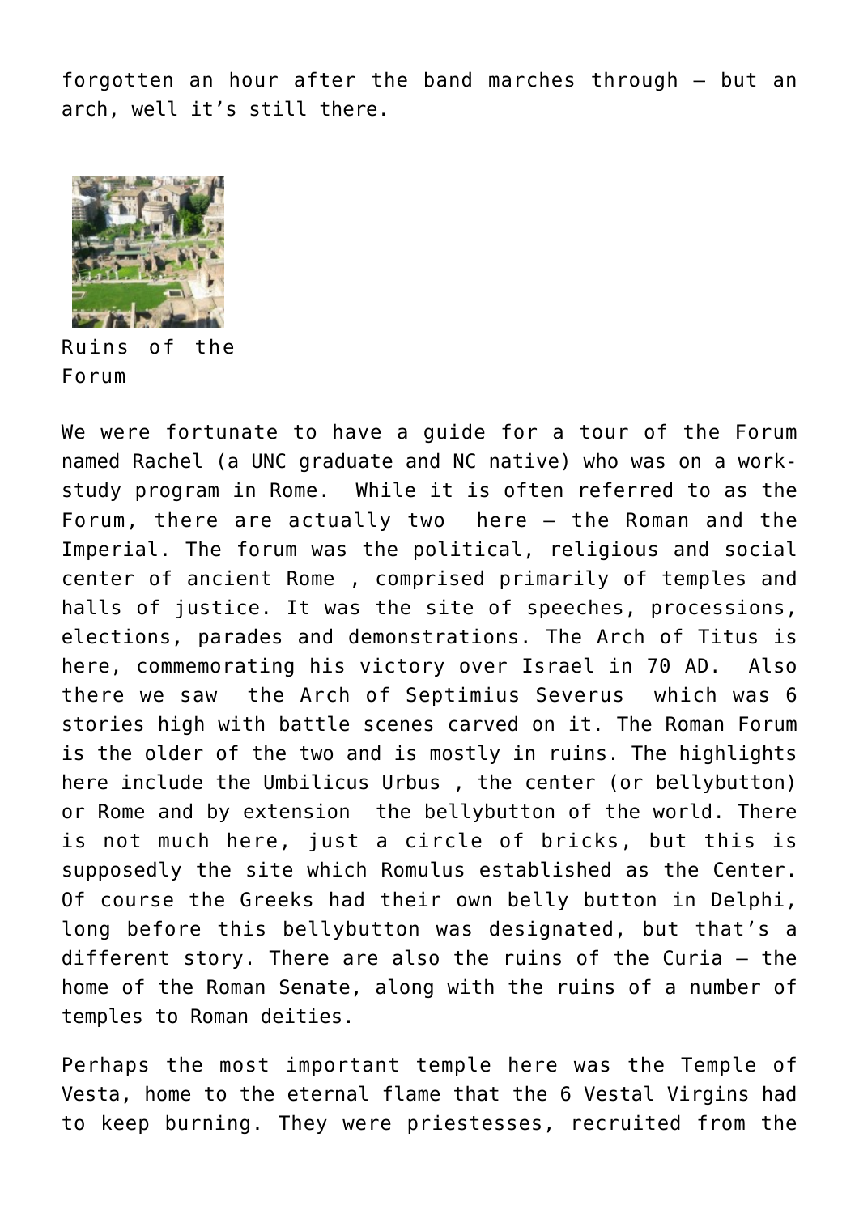forgotten an hour after the band marches through – but an arch, well it's still there.

Ruins of the Forum

We were fortunate to have a guide for a tour of the Forum named Rachel (a UNC graduate and NC native) who was on a work-study program in Rome. While it is often referred to as the Forum, there are actually two here – the Roman and the Imperial. The forum was the political, religious and social center of ancient Rome , comprised primarily of temples and halls of justice. It was the site of speeches, processions, elections, parades and demonstrations. The Arch of Titus is here, commemorating his victory over Israel in 70 AD. Also there we saw the Arch of Septimius Severus which was 6 stories high with battle scenes carved on it. The Roman Forum is the older of the two and is mostly in ruins. The highlights here include the Umbilicus Urbus , the center (or bellybutton) or Rome and by extension the bellybutton of the world. There is not much here, just a circle of bricks, but this is supposedly the site which Romulus established as the Center. Of course the Greeks had their own belly button in Delphi, long before this bellybutton was designated, but that's a different story. There are also the ruins of the Curia – the home of the Roman Senate, along with the ruins of a number of temples to Roman deities.

Perhaps the most important temple here was the Temple of Vesta, home to the eternal flame that the 6 Vestal Virgins had to keep burning. They were priestesses, recruited from the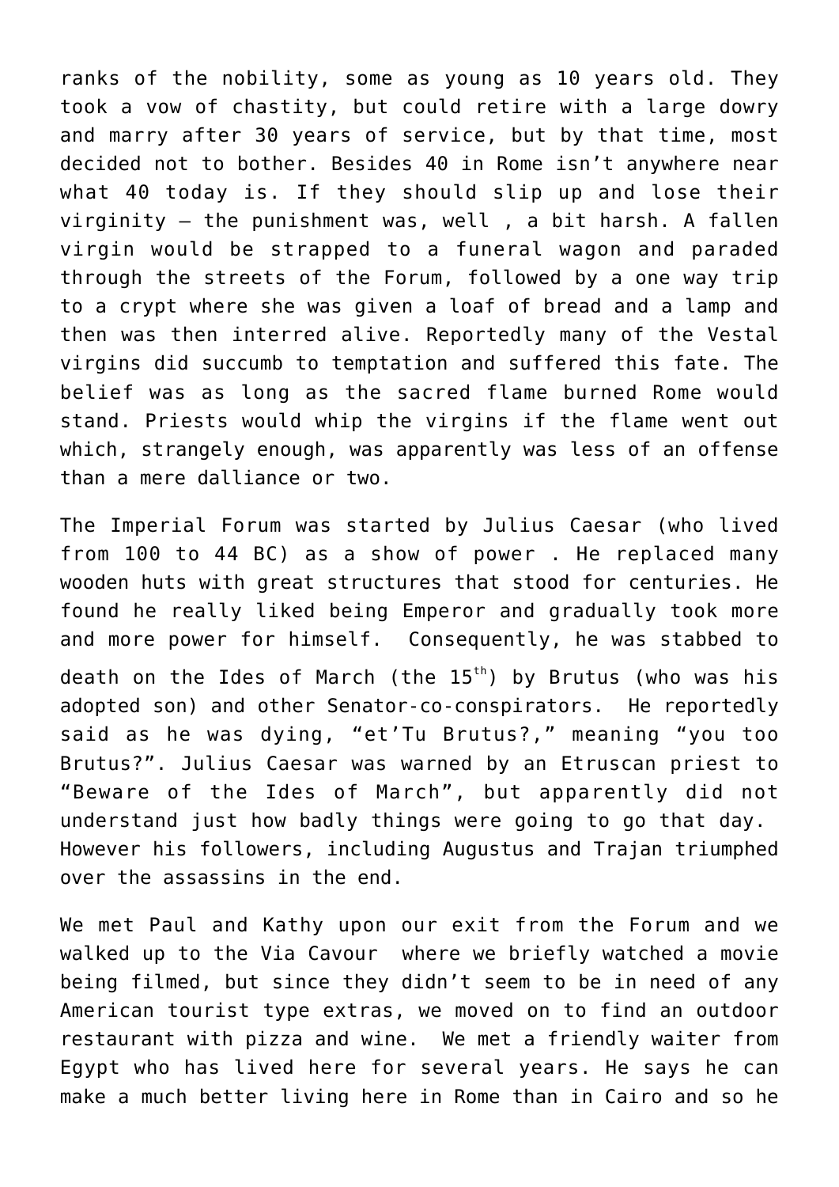ranks of the nobility, some as young as 10 years old. They took a vow of chastity, but could retire with a large dowry and marry after 30 years of service, but by that time, most decided not to bother. Besides 40 in Rome isn't anywhere near what 40 today is. If they should slip up and lose their virginity – the punishment was, well , a bit harsh. A fallen virgin would be strapped to a funeral wagon and paraded through the streets of the Forum, followed by a one way trip to a crypt where she was given a loaf of bread and a lamp and then was then interred alive. Reportedly many of the Vestal virgins did succumb to temptation and suffered this fate. The belief was as long as the sacred flame burned Rome would stand. Priests would whip the virgins if the flame went out which, strangely enough, was apparently was less of an offense than a mere dalliance or two.

The Imperial Forum was started by Julius Caesar (who lived from 100 to 44 BC) as a show of power . He replaced many wooden huts with great structures that stood for centuries. He found he really liked being Emperor and gradually took more and more power for himself. Consequently, he was stabbed to death on the Ides of March (the 15th) by Brutus (who was his adopted son) and other Senator-co-conspirators. He reportedly said as he was dying, "et'Tu Brutus?," meaning "you too Brutus?". Julius Caesar was warned by an Etruscan priest to "Beware of the Ides of March", but apparently did not understand just how badly things were going to go that day. However his followers, including Augustus and Trajan triumphed over the assassins in the end.

We met Paul and Kathy upon our exit from the Forum and we walked up to the Via Cavour where we briefly watched a movie being filmed, but since they didn't seem to be in need of any American tourist type extras, we moved on to find an outdoor restaurant with pizza and wine. We met a friendly waiter from Egypt who has lived here for several years. He says he can make a much better living here in Rome than in Cairo and so he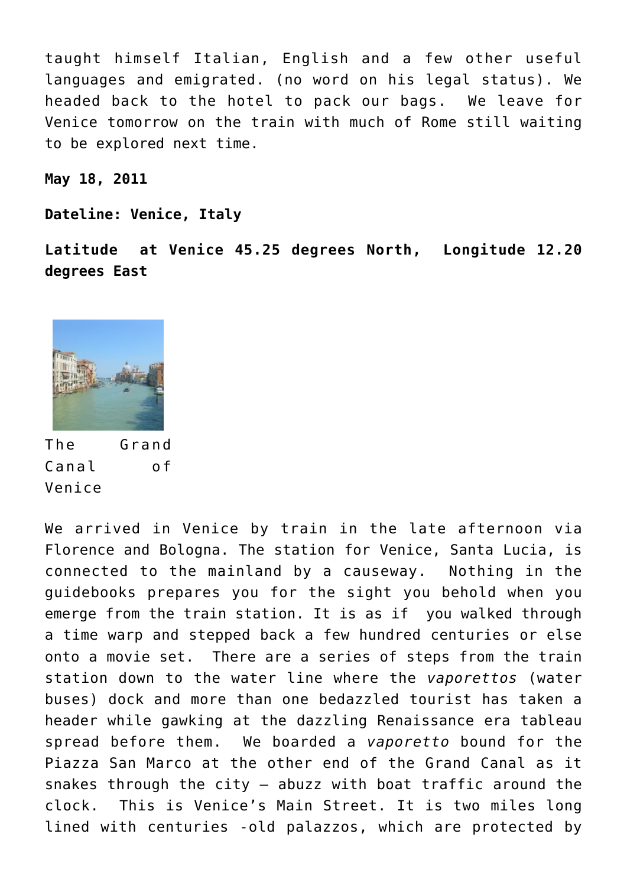taught himself Italian, English and a few other useful languages and emigrated. (no word on his legal status). We headed back to the hotel to pack our bags. We leave for Venice tomorrow on the train with much of Rome still waiting to be explored next time.

**May 18, 2011**

**Dateline: Venice, Italy**

**Latitude at Venice 45.25 degrees North, Longitude 12.20 degrees East**

The Grand Canal of Venice

We arrived in Venice by train in the late afternoon via Florence and Bologna. The station for Venice, Santa Lucia, is connected to the mainland by a causeway. Nothing in the guidebooks prepares you for the sight you behold when you emerge from the train station. It is as if you walked through a time warp and stepped back a few hundred centuries or else onto a movie set. There are a series of steps from the train station down to the water line where the *vaporettos* (water buses) dock and more than one bedazzled tourist has taken a header while gawking at the dazzling Renaissance era tableau spread before them. We boarded a *vaporetto* bound for the Piazza San Marco at the other end of the Grand Canal as it snakes through the city – abuzz with boat traffic around the clock. This is Venice's Main Street. It is two miles long lined with centuries -old palazzos, which are protected by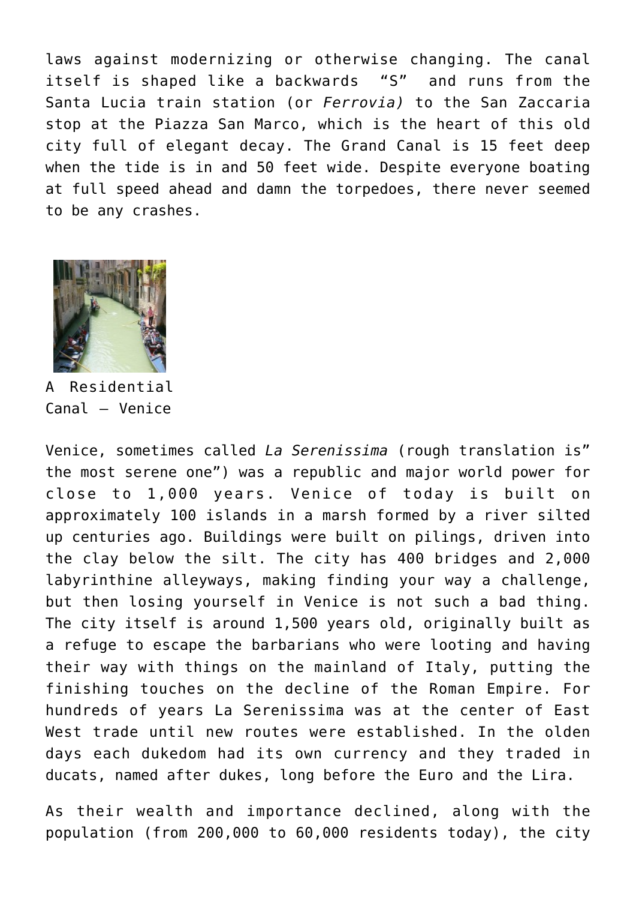laws against modernizing or otherwise changing. The canal itself is shaped like a backwards "S" and runs from the Santa Lucia train station (or *Ferrovia)* to the San Zaccaria stop at the Piazza San Marco, which is the heart of this old city full of elegant decay. The Grand Canal is 15 feet deep when the tide is in and 50 feet wide. Despite everyone boating at full speed ahead and damn the torpedoes, there never seemed to be any crashes.

A Residential Canal – Venice

Venice, sometimes called *La Serenissima* (rough translation is" the most serene one") was a republic and major world power for close to 1,000 years. Venice of today is built on approximately 100 islands in a marsh formed by a river silted up centuries ago. Buildings were built on pilings, driven into the clay below the silt. The city has 400 bridges and 2,000 labyrinthine alleyways, making finding your way a challenge, but then losing yourself in Venice is not such a bad thing. The city itself is around 1,500 years old, originally built as a refuge to escape the barbarians who were looting and having their way with things on the mainland of Italy, putting the finishing touches on the decline of the Roman Empire. For hundreds of years La Serenissima was at the center of East West trade until new routes were established. In the olden days each dukedom had its own currency and they traded in ducats, named after dukes, long before the Euro and the Lira.

As their wealth and importance declined, along with the population (from 200,000 to 60,000 residents today), the city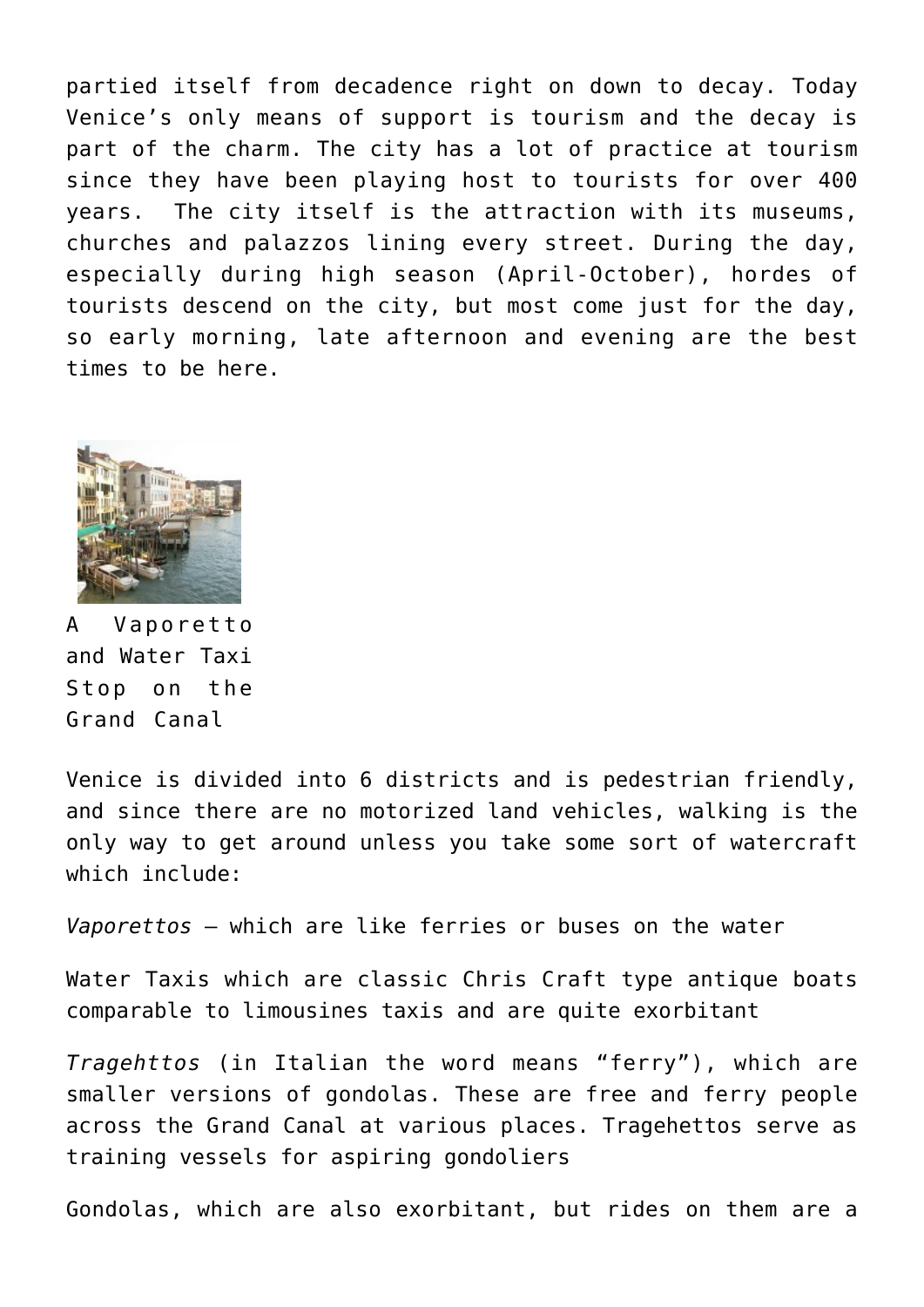partied itself from decadence right on down to decay. Today Venice's only means of support is tourism and the decay is part of the charm. The city has a lot of practice at tourism since they have been playing host to tourists for over 400 years. The city itself is the attraction with its museums, churches and palazzos lining every street. During the day, especially during high season (April-October), hordes of tourists descend on the city, but most come just for the day, so early morning, late afternoon and evening are the best times to be here.

A Vaporetto and Water Taxi Stop on the Grand Canal

Venice is divided into 6 districts and is pedestrian friendly, and since there are no motorized land vehicles, walking is the only way to get around unless you take some sort of watercraft which include:

*Vaporettos* – which are like ferries or buses on the water

Water Taxis which are classic Chris Craft type antique boats comparable to limousines taxis and are quite exorbitant

*Tragehttos* (in Italian the word means "ferry"), which are smaller versions of gondolas. These are free and ferry people across the Grand Canal at various places. Tragehettos serve as training vessels for aspiring gondoliers

Gondolas, which are also exorbitant, but rides on them are a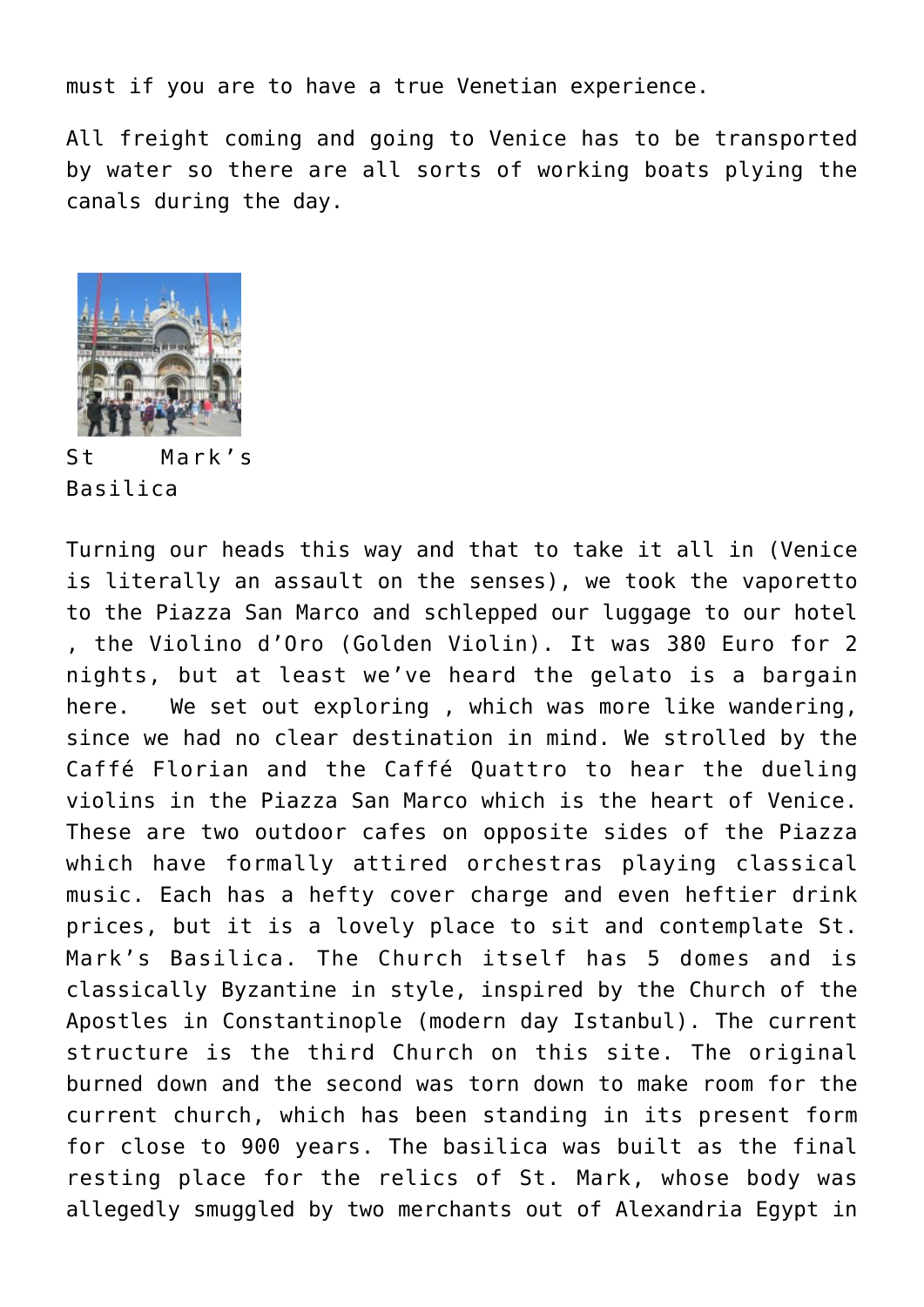must if you are to have a true Venetian experience.

All freight coming and going to Venice has to be transported by water so there are all sorts of working boats plying the canals during the day.

St Mark's Basilica

Turning our heads this way and that to take it all in (Venice is literally an assault on the senses), we took the vaporetto to the Piazza San Marco and schlepped our luggage to our hotel , the Violino d'Oro (Golden Violin). It was 380 Euro for 2 nights, but at least we've heard the gelato is a bargain here. We set out exploring , which was more like wandering, since we had no clear destination in mind. We strolled by the Caffé Florian and the Caffé Quattro to hear the dueling violins in the Piazza San Marco which is the heart of Venice. These are two outdoor cafes on opposite sides of the Piazza which have formally attired orchestras playing classical music. Each has a hefty cover charge and even heftier drink prices, but it is a lovely place to sit and contemplate St. Mark's Basilica. The Church itself has 5 domes and is classically Byzantine in style, inspired by the Church of the Apostles in Constantinople (modern day Istanbul). The current structure is the third Church on this site. The original burned down and the second was torn down to make room for the current church, which has been standing in its present form for close to 900 years. The basilica was built as the final resting place for the relics of St. Mark, whose body was allegedly smuggled by two merchants out of Alexandria Egypt in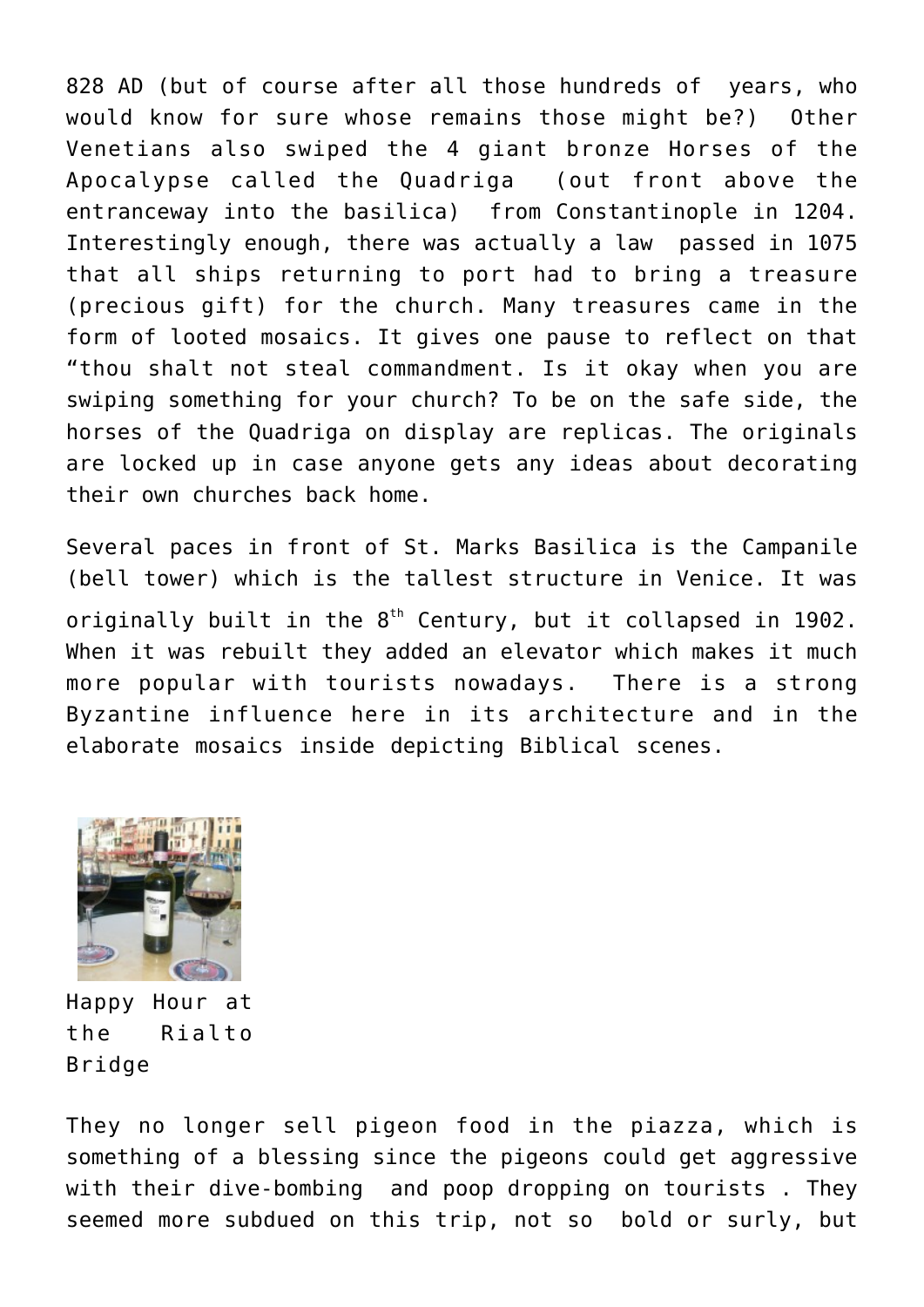828 AD (but of course after all those hundreds of years, who would know for sure whose remains those might be?) Other Venetians also swiped the 4 giant bronze Horses of the Apocalypse called the Quadriga (out front above the entranceway into the basilica) from Constantinople in 1204. Interestingly enough, there was actually a law passed in 1075 that all ships returning to port had to bring a treasure (precious gift) for the church. Many treasures came in the form of looted mosaics. It gives one pause to reflect on that "thou shalt not steal commandment. Is it okay when you are swiping something for your church? To be on the safe side, the horses of the Quadriga on display are replicas. The originals are locked up in case anyone gets any ideas about decorating their own churches back home.

Several paces in front of St. Marks Basilica is the Campanile (bell tower) which is the tallest structure in Venice. It was originally built in the 8th Century, but it collapsed in 1902. When it was rebuilt they added an elevator which makes it much more popular with tourists nowadays. There is a strong Byzantine influence here in its architecture and in the elaborate mosaics inside depicting Biblical scenes.

Happy Hour at the Rialto Bridge

They no longer sell pigeon food in the piazza, which is something of a blessing since the pigeons could get aggressive with their dive-bombing and poop dropping on tourists . They seemed more subdued on this trip, not so bold or surly, but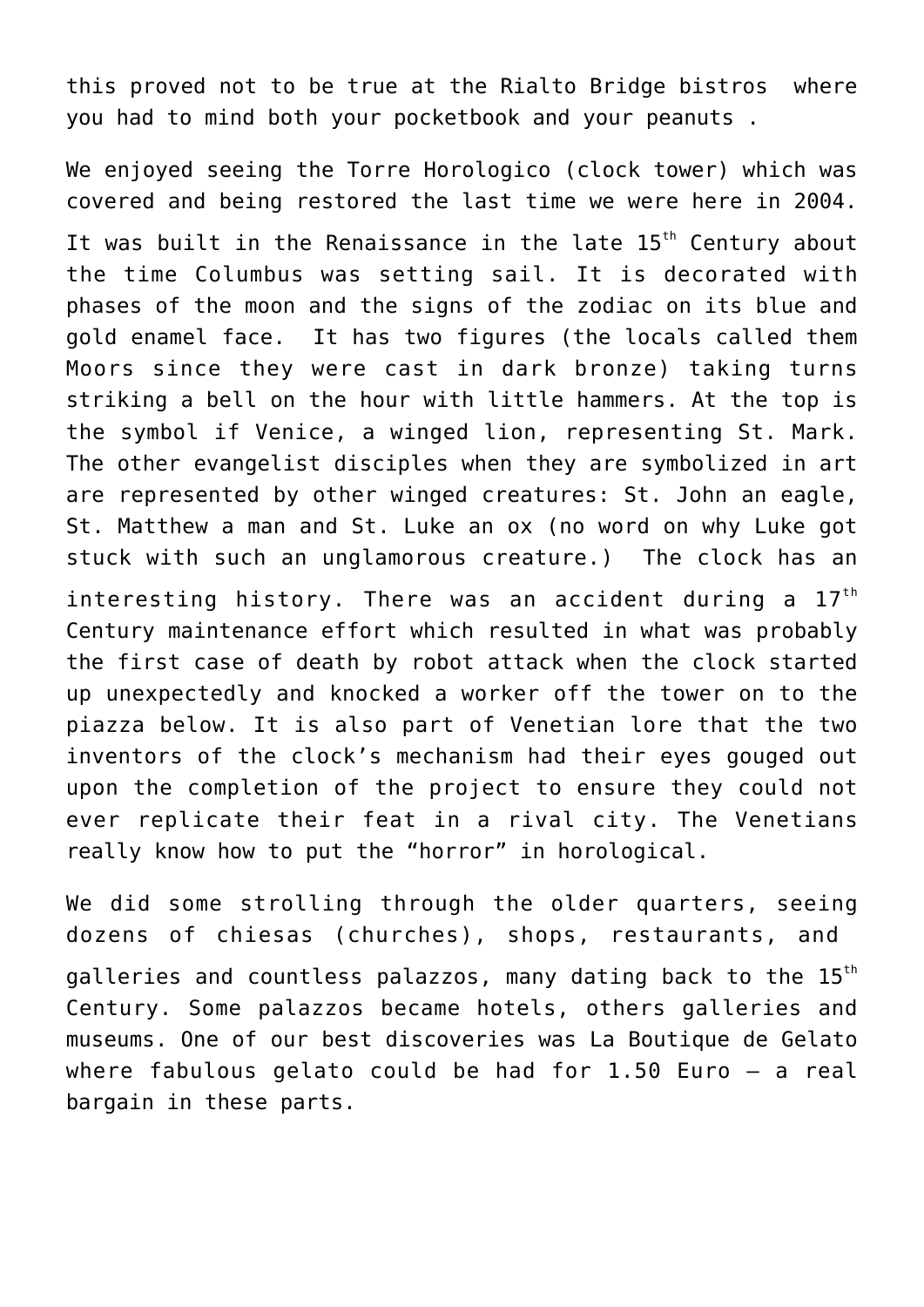this proved not to be true at the Rialto Bridge bistros  where you had to mind both your pocketbook and your peanuts .

We enjoyed seeing the Torre Horologico (clock tower) which was covered and being restored the last time we were here in 2004. It was built in the Renaissance in the late 15th Century about the time Columbus was setting sail. It is decorated with phases of the moon and the signs of the zodiac on its blue and gold enamel face.  It has two figures (the locals called them Moors since they were cast in dark bronze) taking turns striking a bell on the hour with little hammers. At the top is the symbol if Venice, a winged lion, representing St. Mark. The other evangelist disciples when they are symbolized in art are represented by other winged creatures: St. John an eagle, St. Matthew a man and St. Luke an ox (no word on why Luke got stuck with such an unglamorous creature.)  The clock has an interesting history. There was an accident during a 17th Century maintenance effort which resulted in what was probably the first case of death by robot attack when the clock started up unexpectedly and knocked a worker off the tower on to the piazza below. It is also part of Venetian lore that the two inventors of the clock's mechanism had their eyes gouged out upon the completion of the project to ensure they could not ever replicate their feat in a rival city. The Venetians really know how to put the "horror" in horological.

We did some strolling through the older quarters, seeing dozens of chiesas (churches), shops, restaurants, and galleries and countless palazzos, many dating back to the 15th Century. Some palazzos became hotels, others galleries and museums. One of our best discoveries was La Boutique de Gelato where fabulous gelato could be had for 1.50 Euro – a real bargain in these parts.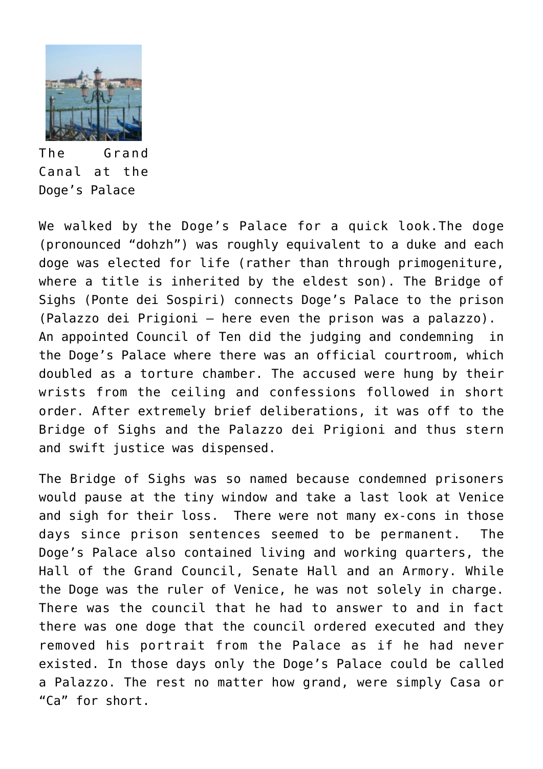The Grand Canal at the Doge's Palace

We walked by the Doge's Palace for a quick look.The doge (pronounced "dohzh") was roughly equivalent to a duke and each doge was elected for life (rather than through primogeniture, where a title is inherited by the eldest son). The Bridge of Sighs (Ponte dei Sospiri) connects Doge's Palace to the prison (Palazzo dei Prigioni – here even the prison was a palazzo). An appointed Council of Ten did the judging and condemning in the Doge's Palace where there was an official courtroom, which doubled as a torture chamber. The accused were hung by their wrists from the ceiling and confessions followed in short order. After extremely brief deliberations, it was off to the Bridge of Sighs and the Palazzo dei Prigioni and thus stern and swift justice was dispensed.

The Bridge of Sighs was so named because condemned prisoners would pause at the tiny window and take a last look at Venice and sigh for their loss. There were not many ex-cons in those days since prison sentences seemed to be permanent. The Doge's Palace also contained living and working quarters, the Hall of the Grand Council, Senate Hall and an Armory. While the Doge was the ruler of Venice, he was not solely in charge. There was the council that he had to answer to and in fact there was one doge that the council ordered executed and they removed his portrait from the Palace as if he had never existed. In those days only the Doge's Palace could be called a Palazzo. The rest no matter how grand, were simply Casa or "Ca" for short.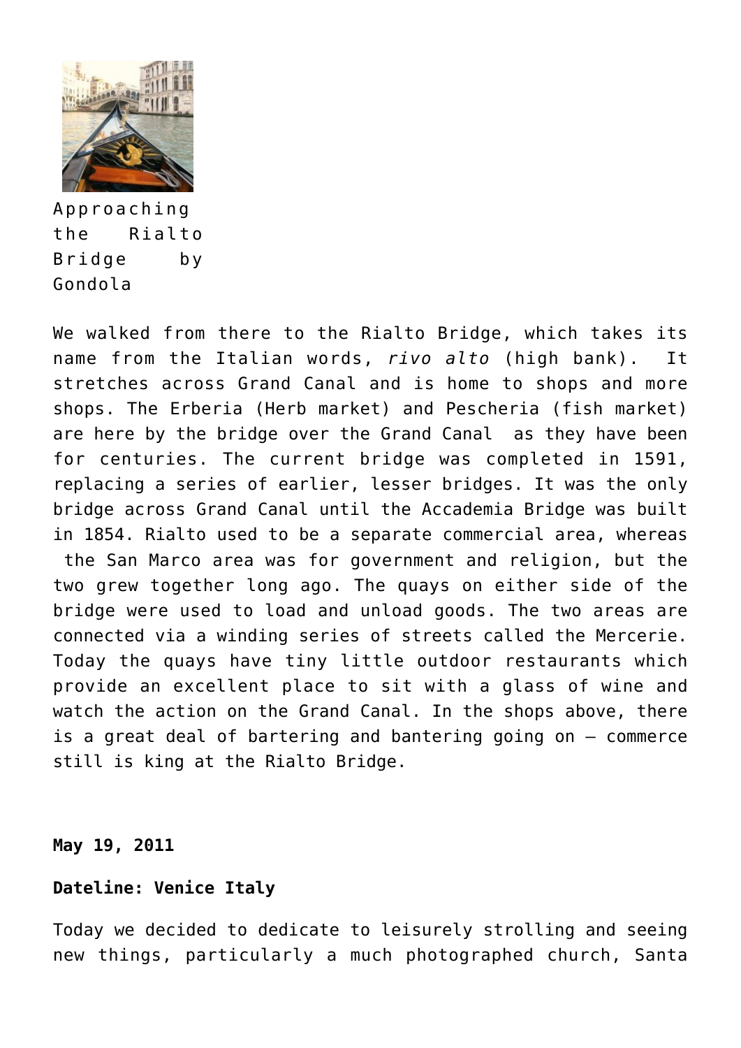Approaching the Rialto Bridge by Gondola

We walked from there to the Rialto Bridge, which takes its name from the Italian words, *rivo alto* (high bank). It stretches across Grand Canal and is home to shops and more shops. The Erberia (Herb market) and Pescheria (fish market) are here by the bridge over the Grand Canal as they have been for centuries. The current bridge was completed in 1591, replacing a series of earlier, lesser bridges. It was the only bridge across Grand Canal until the Accademia Bridge was built in 1854. Rialto used to be a separate commercial area, whereas the San Marco area was for government and religion, but the two grew together long ago. The quays on either side of the bridge were used to load and unload goods. The two areas are connected via a winding series of streets called the Mercerie. Today the quays have tiny little outdoor restaurants which provide an excellent place to sit with a glass of wine and watch the action on the Grand Canal. In the shops above, there is a great deal of bartering and bantering going on – commerce still is king at the Rialto Bridge.

**May 19, 2011**

**Dateline: Venice Italy**

Today we decided to dedicate to leisurely strolling and seeing new things, particularly a much photographed church, Santa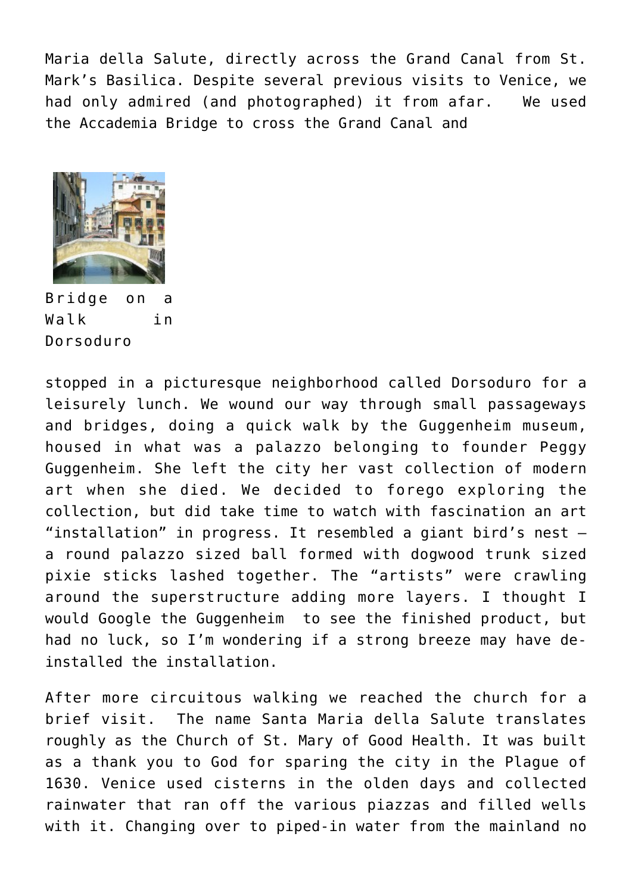Maria della Salute, directly across the Grand Canal from St. Mark's Basilica. Despite several previous visits to Venice, we had only admired (and photographed) it from afar. We used the Accademia Bridge to cross the Grand Canal and

Bridge on a Walk in Dorsoduro

stopped in a picturesque neighborhood called Dorsoduro for a leisurely lunch. We wound our way through small passageways and bridges, doing a quick walk by the Guggenheim museum, housed in what was a palazzo belonging to founder Peggy Guggenheim. She left the city her vast collection of modern art when she died. We decided to forego exploring the collection, but did take time to watch with fascination an art "installation" in progress. It resembled a giant bird's nest – a round palazzo sized ball formed with dogwood trunk sized pixie sticks lashed together. The "artists" were crawling around the superstructure adding more layers. I thought I would Google the Guggenheim to see the finished product, but had no luck, so I'm wondering if a strong breeze may have de-installed the installation.

After more circuitous walking we reached the church for a brief visit. The name Santa Maria della Salute translates roughly as the Church of St. Mary of Good Health. It was built as a thank you to God for sparing the city in the Plague of 1630. Venice used cisterns in the olden days and collected rainwater that ran off the various piazzas and filled wells with it. Changing over to piped-in water from the mainland no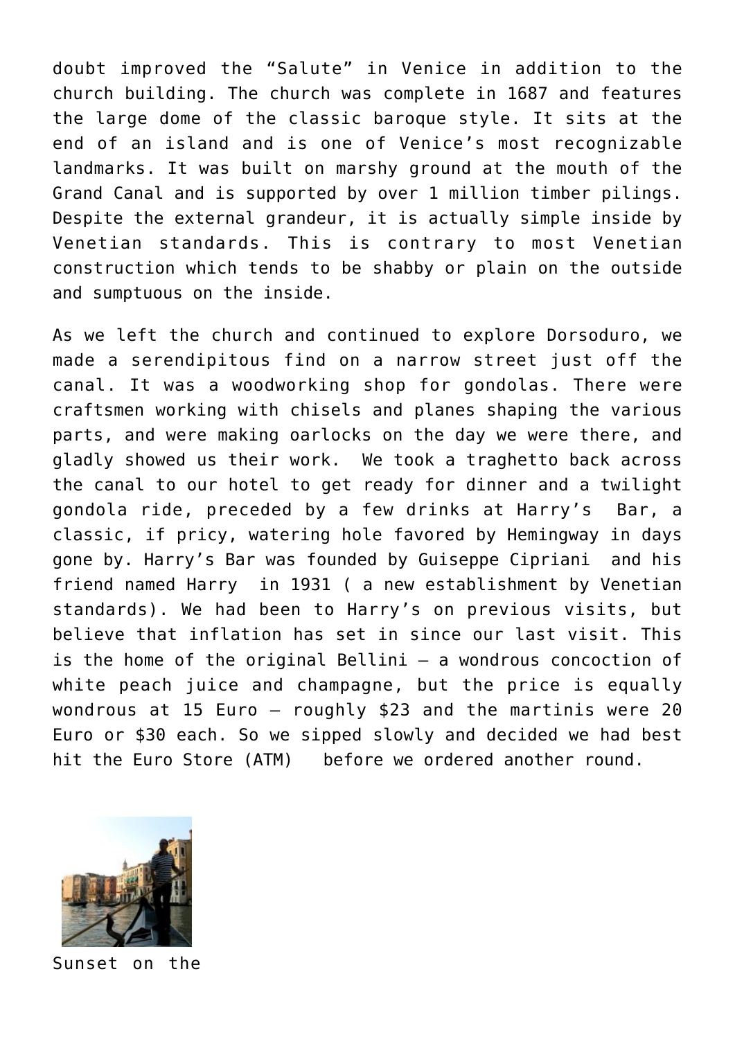doubt improved the "Salute" in Venice in addition to the church building. The church was complete in 1687 and features the large dome of the classic baroque style. It sits at the end of an island and is one of Venice's most recognizable landmarks. It was built on marshy ground at the mouth of the Grand Canal and is supported by over 1 million timber pilings. Despite the external grandeur, it is actually simple inside by Venetian standards. This is contrary to most Venetian construction which tends to be shabby or plain on the outside and sumptuous on the inside.

As we left the church and continued to explore Dorsoduro, we made a serendipitous find on a narrow street just off the canal. It was a woodworking shop for gondolas. There were craftsmen working with chisels and planes shaping the various parts, and were making oarlocks on the day we were there, and gladly showed us their work. We took a traghetto back across the canal to our hotel to get ready for dinner and a twilight gondola ride, preceded by a few drinks at Harry's Bar, a classic, if pricy, watering hole favored by Hemingway in days gone by. Harry's Bar was founded by Guiseppe Cipriani and his friend named Harry in 1931 ( a new establishment by Venetian standards). We had been to Harry's on previous visits, but believe that inflation has set in since our last visit. This is the home of the original Bellini – a wondrous concoction of white peach juice and champagne, but the price is equally wondrous at 15 Euro – roughly $23 and the martinis were 20 Euro or $30 each. So we sipped slowly and decided we had best hit the Euro Store (ATM) before we ordered another round.

Sunset on the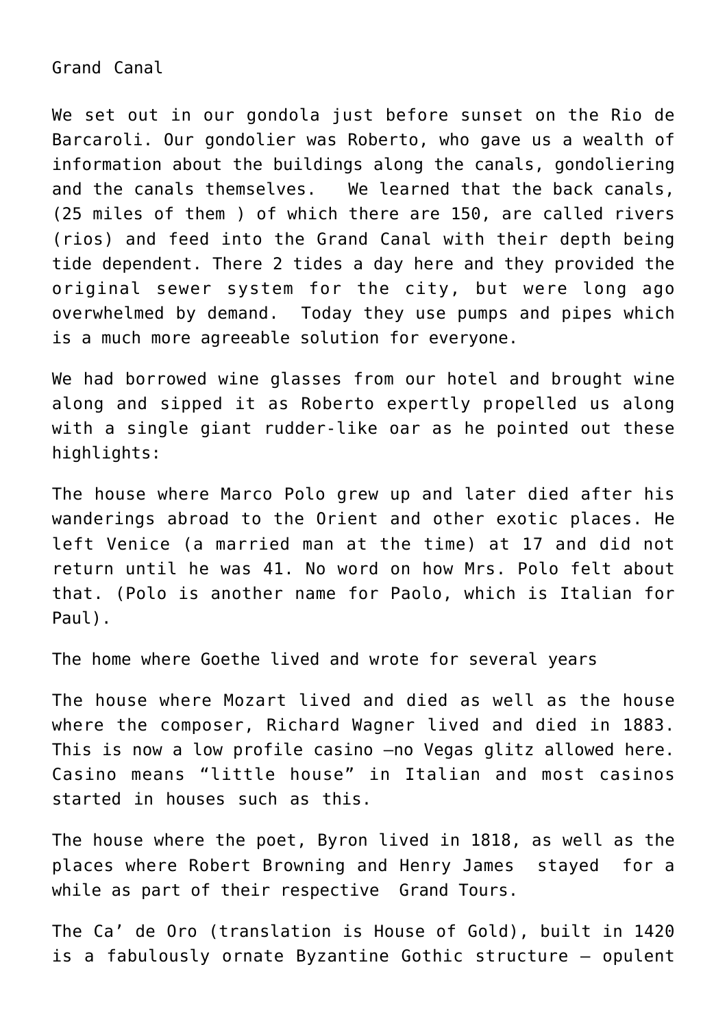Grand Canal

We set out in our gondola just before sunset on the Rio de Barcaroli. Our gondolier was Roberto, who gave us a wealth of information about the buildings along the canals, gondoliering and the canals themselves.  We learned that the back canals, (25 miles of them ) of which there are 150, are called rivers (rios) and feed into the Grand Canal with their depth being tide dependent. There 2 tides a day here and they provided the original sewer system for the city, but were long ago overwhelmed by demand.  Today they use pumps and pipes which is a much more agreeable solution for everyone.

We had borrowed wine glasses from our hotel and brought wine along and sipped it as Roberto expertly propelled us along with a single giant rudder-like oar as he pointed out these highlights:

The house where Marco Polo grew up and later died after his wanderings abroad to the Orient and other exotic places. He left Venice (a married man at the time) at 17 and did not return until he was 41. No word on how Mrs. Polo felt about that. (Polo is another name for Paolo, which is Italian for Paul).

The home where Goethe lived and wrote for several years

The house where Mozart lived and died as well as the house where the composer, Richard Wagner lived and died in 1883. This is now a low profile casino –no Vegas glitz allowed here. Casino means "little house" in Italian and most casinos started in houses such as this.

The house where the poet, Byron lived in 1818, as well as the places where Robert Browning and Henry James  stayed  for a while as part of their respective  Grand Tours.

The Ca' de Oro (translation is House of Gold), built in 1420 is a fabulously ornate Byzantine Gothic structure – opulent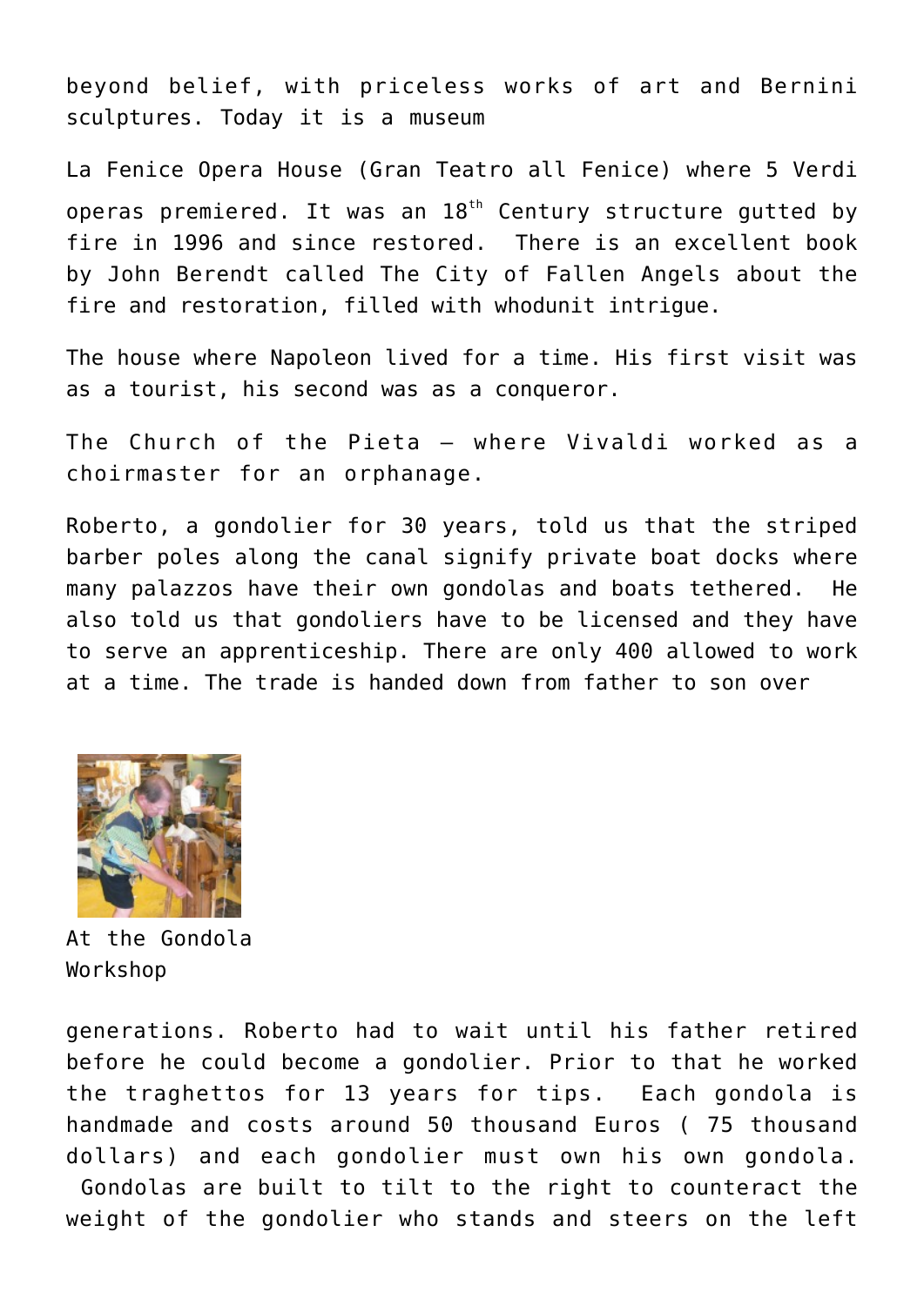beyond belief, with priceless works of art and Bernini sculptures. Today it is a museum

La Fenice Opera House (Gran Teatro all Fenice) where 5 Verdi operas premiered. It was an 18th Century structure gutted by fire in 1996 and since restored. There is an excellent book by John Berendt called The City of Fallen Angels about the fire and restoration, filled with whodunit intrigue.

The house where Napoleon lived for a time. His first visit was as a tourist, his second was as a conqueror.

The Church of the Pieta – where Vivaldi worked as a choirmaster for an orphanage.

Roberto, a gondolier for 30 years, told us that the striped barber poles along the canal signify private boat docks where many palazzos have their own gondolas and boats tethered. He also told us that gondoliers have to be licensed and they have to serve an apprenticeship. There are only 400 allowed to work at a time. The trade is handed down from father to son over

At the Gondola Workshop

generations. Roberto had to wait until his father retired before he could become a gondolier. Prior to that he worked the traghettos for 13 years for tips. Each gondola is handmade and costs around 50 thousand Euros ( 75 thousand dollars) and each gondolier must own his own gondola. Gondolas are built to tilt to the right to counteract the weight of the gondolier who stands and steers on the left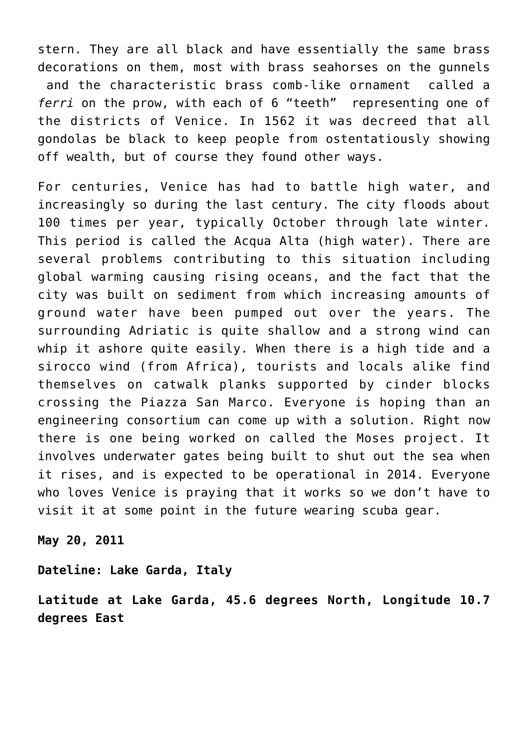stern. They are all black and have essentially the same brass decorations on them, most with brass seahorses on the gunnels and the characteristic brass comb-like ornament called a *ferri* on the prow, with each of 6 “teeth” representing one of the districts of Venice. In 1562 it was decreed that all gondolas be black to keep people from ostentatiously showing off wealth, but of course they found other ways.

For centuries, Venice has had to battle high water, and increasingly so during the last century. The city floods about 100 times per year, typically October through late winter. This period is called the Acqua Alta (high water). There are several problems contributing to this situation including global warming causing rising oceans, and the fact that the city was built on sediment from which increasing amounts of ground water have been pumped out over the years. The surrounding Adriatic is quite shallow and a strong wind can whip it ashore quite easily. When there is a high tide and a sirocco wind (from Africa), tourists and locals alike find themselves on catwalk planks supported by cinder blocks crossing the Piazza San Marco. Everyone is hoping than an engineering consortium can come up with a solution. Right now there is one being worked on called the Moses project. It involves underwater gates being built to shut out the sea when it rises, and is expected to be operational in 2014. Everyone who loves Venice is praying that it works so we don’t have to visit it at some point in the future wearing scuba gear.

**May 20, 2011**

**Dateline: Lake Garda, Italy**

**Latitude at Lake Garda, 45.6 degrees North, Longitude 10.7 degrees East**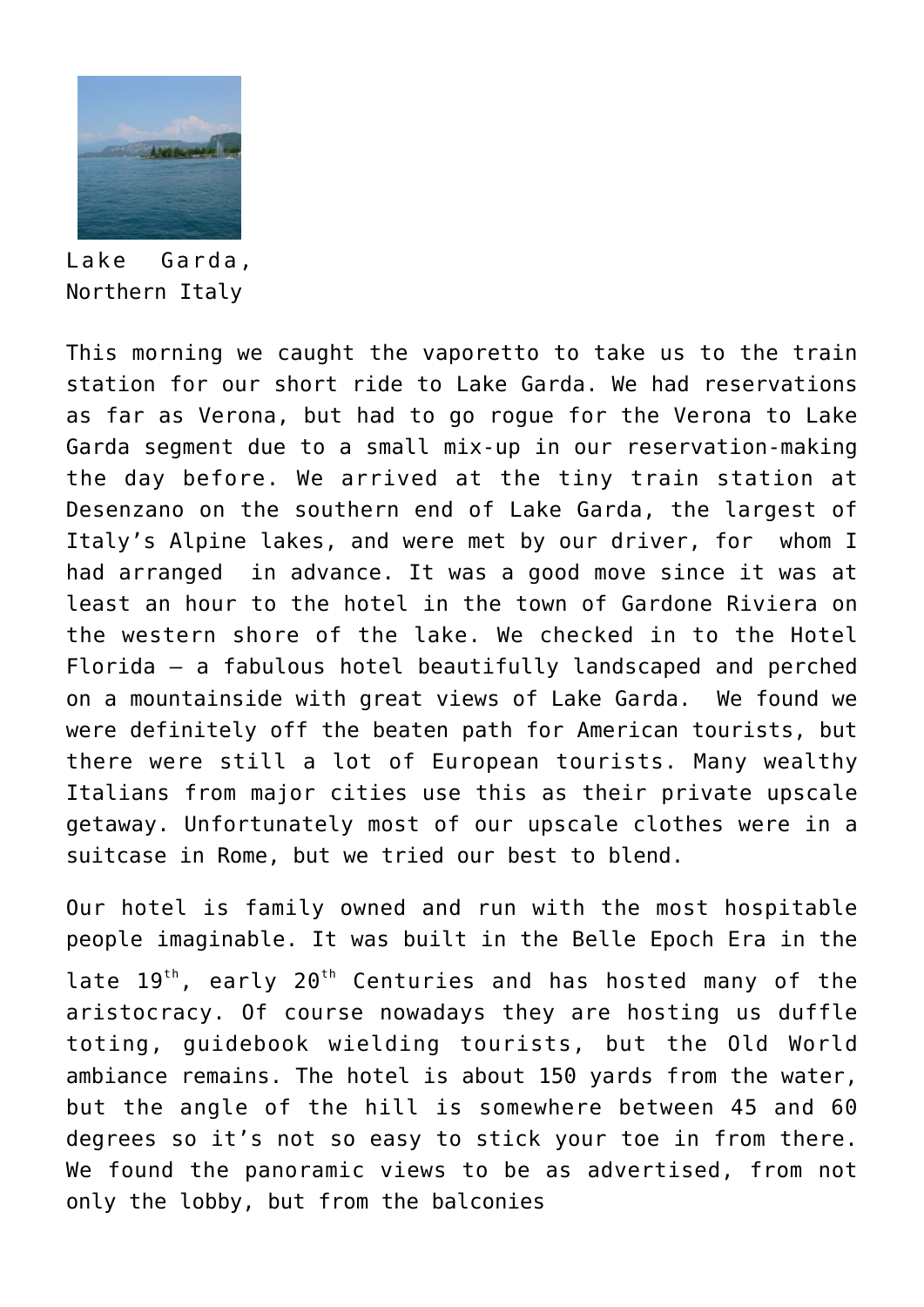Lake Garda, Northern Italy

This morning we caught the vaporetto to take us to the train station for our short ride to Lake Garda. We had reservations as far as Verona, but had to go rogue for the Verona to Lake Garda segment due to a small mix-up in our reservation-making the day before. We arrived at the tiny train station at Desenzano on the southern end of Lake Garda, the largest of Italy's Alpine lakes, and were met by our driver, for whom I had arranged in advance. It was a good move since it was at least an hour to the hotel in the town of Gardone Riviera on the western shore of the lake. We checked in to the Hotel Florida – a fabulous hotel beautifully landscaped and perched on a mountainside with great views of Lake Garda. We found we were definitely off the beaten path for American tourists, but there were still a lot of European tourists. Many wealthy Italians from major cities use this as their private upscale getaway. Unfortunately most of our upscale clothes were in a suitcase in Rome, but we tried our best to blend.

Our hotel is family owned and run with the most hospitable people imaginable. It was built in the Belle Epoch Era in the late 19th, early 20th Centuries and has hosted many of the aristocracy. Of course nowadays they are hosting us duffle toting, guidebook wielding tourists, but the Old World ambiance remains. The hotel is about 150 yards from the water, but the angle of the hill is somewhere between 45 and 60 degrees so it's not so easy to stick your toe in from there. We found the panoramic views to be as advertised, from not only the lobby, but from the balconies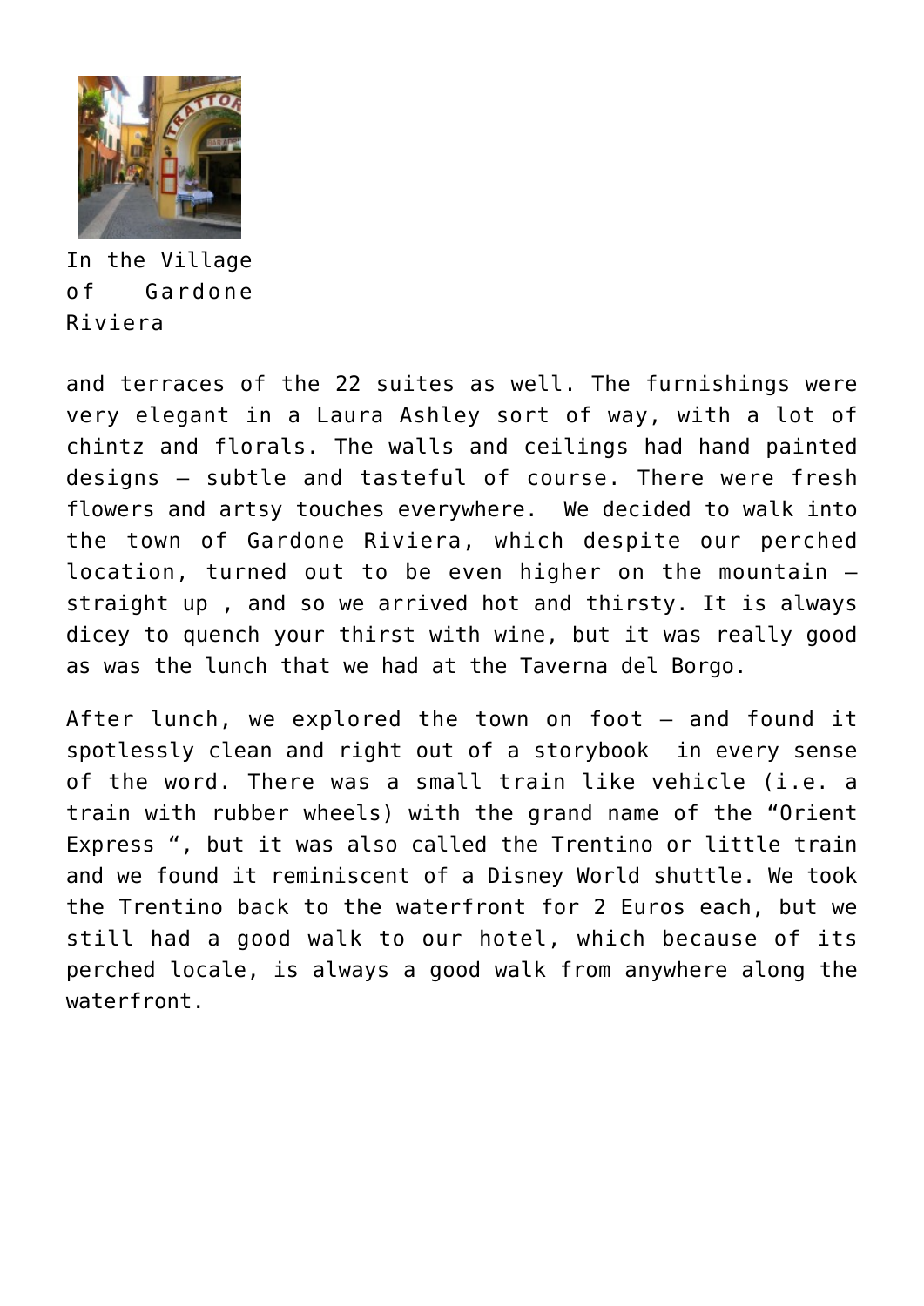In the Village of Gardone Riviera

and terraces of the 22 suites as well. The furnishings were very elegant in a Laura Ashley sort of way, with a lot of chintz and florals. The walls and ceilings had hand painted designs – subtle and tasteful of course. There were fresh flowers and artsy touches everywhere. We decided to walk into the town of Gardone Riviera, which despite our perched location, turned out to be even higher on the mountain – straight up , and so we arrived hot and thirsty. It is always dicey to quench your thirst with wine, but it was really good as was the lunch that we had at the Taverna del Borgo.

After lunch, we explored the town on foot – and found it spotlessly clean and right out of a storybook in every sense of the word. There was a small train like vehicle (i.e. a train with rubber wheels) with the grand name of the "Orient Express ", but it was also called the Trentino or little train and we found it reminiscent of a Disney World shuttle. We took the Trentino back to the waterfront for 2 Euros each, but we still had a good walk to our hotel, which because of its perched locale, is always a good walk from anywhere along the waterfront.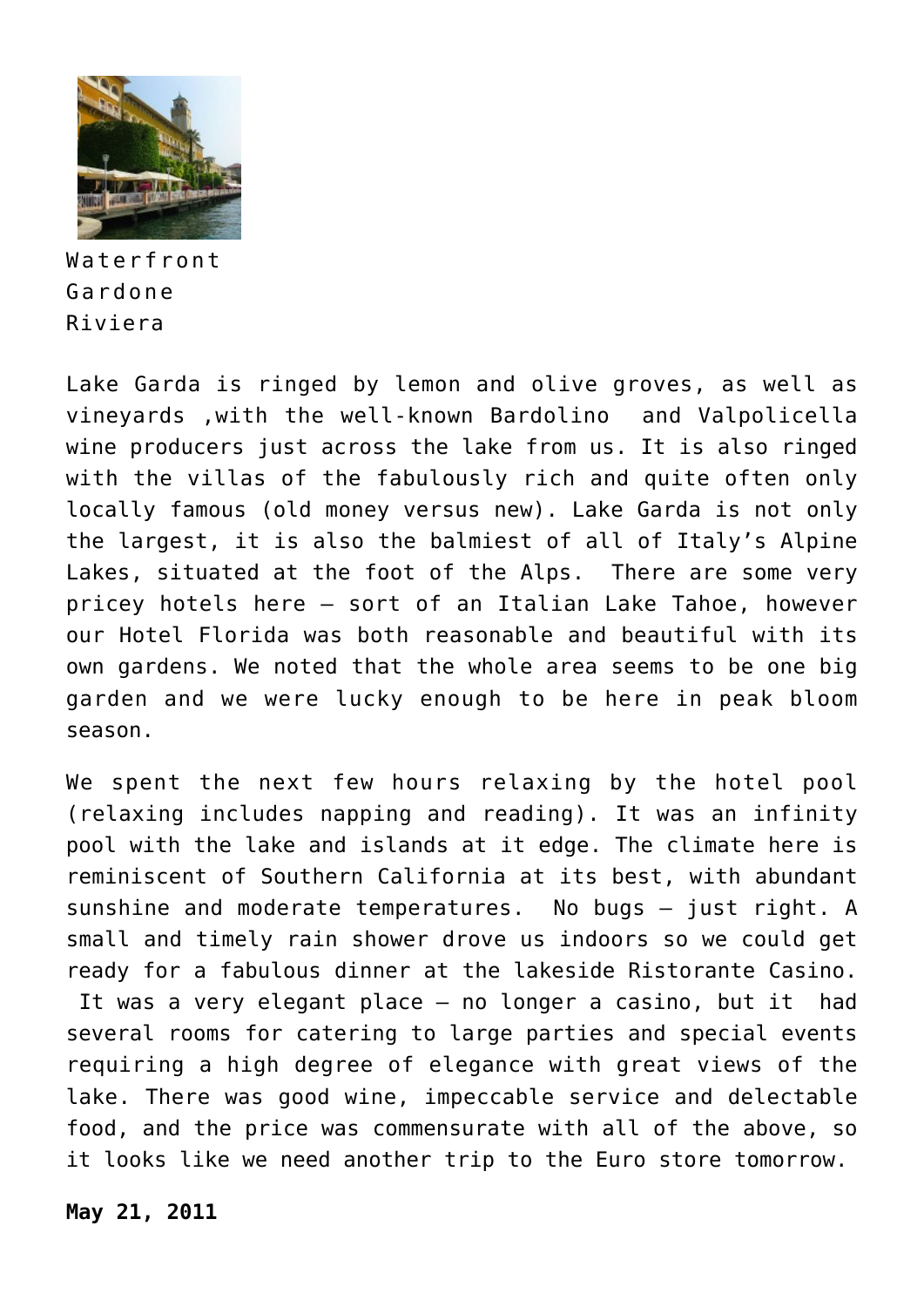Waterfront Gardone Riviera

Lake Garda is ringed by lemon and olive groves, as well as vineyards ,with the well-known Bardolino and Valpolicella wine producers just across the lake from us. It is also ringed with the villas of the fabulously rich and quite often only locally famous (old money versus new). Lake Garda is not only the largest, it is also the balmiest of all of Italy's Alpine Lakes, situated at the foot of the Alps. There are some very pricey hotels here – sort of an Italian Lake Tahoe, however our Hotel Florida was both reasonable and beautiful with its own gardens. We noted that the whole area seems to be one big garden and we were lucky enough to be here in peak bloom season.

We spent the next few hours relaxing by the hotel pool (relaxing includes napping and reading). It was an infinity pool with the lake and islands at it edge. The climate here is reminiscent of Southern California at its best, with abundant sunshine and moderate temperatures. No bugs – just right. A small and timely rain shower drove us indoors so we could get ready for a fabulous dinner at the lakeside Ristorante Casino. It was a very elegant place – no longer a casino, but it had several rooms for catering to large parties and special events requiring a high degree of elegance with great views of the lake. There was good wine, impeccable service and delectable food, and the price was commensurate with all of the above, so it looks like we need another trip to the Euro store tomorrow.

**May 21, 2011**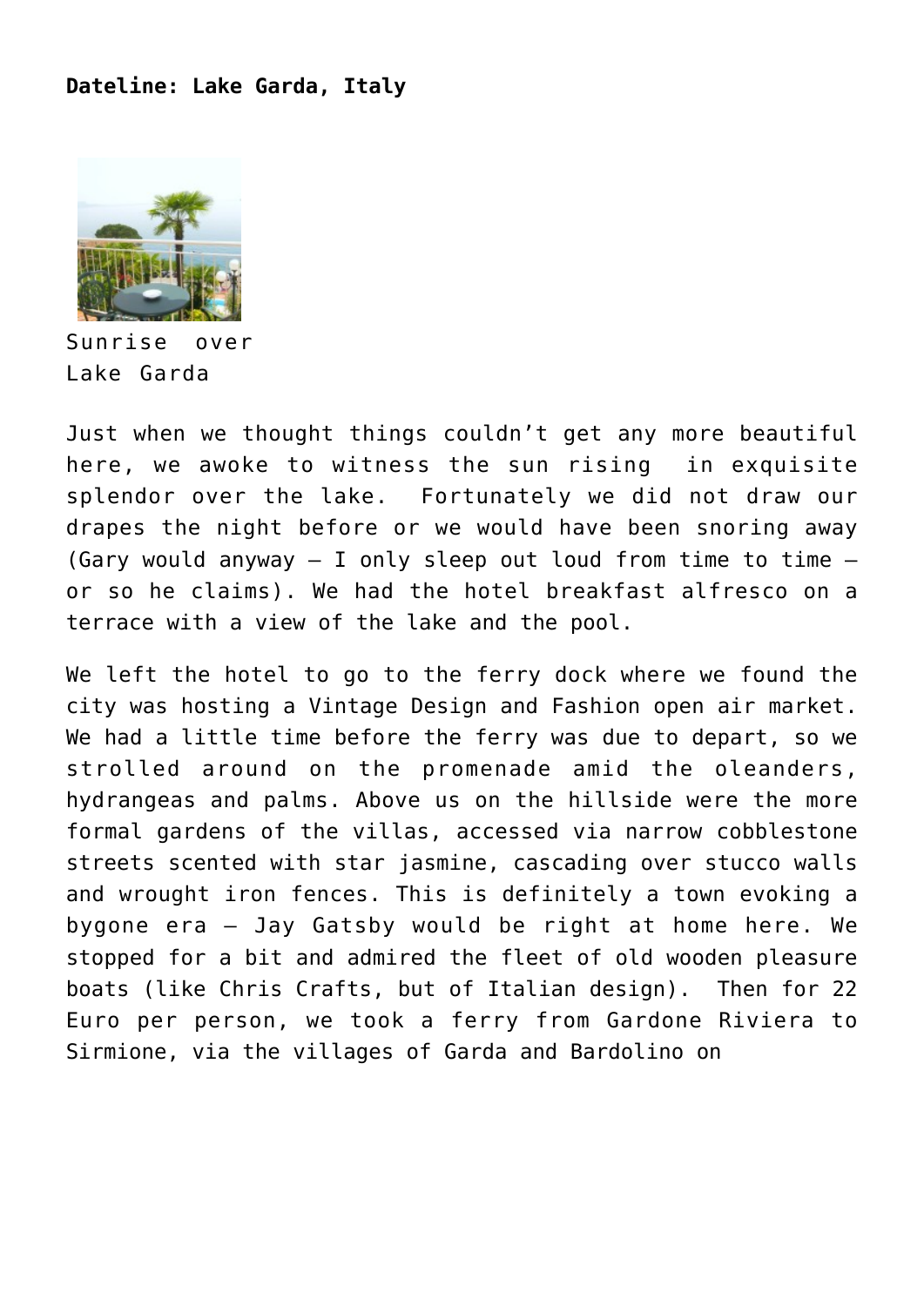**Dateline: Lake Garda, Italy**

Sunrise over Lake Garda

Just when we thought things couldn't get any more beautiful here, we awoke to witness the sun rising in exquisite splendor over the lake. Fortunately we did not draw our drapes the night before or we would have been snoring away (Gary would anyway – I only sleep out loud from time to time – or so he claims). We had the hotel breakfast alfresco on a terrace with a view of the lake and the pool.

We left the hotel to go to the ferry dock where we found the city was hosting a Vintage Design and Fashion open air market. We had a little time before the ferry was due to depart, so we strolled around on the promenade amid the oleanders, hydrangeas and palms. Above us on the hillside were the more formal gardens of the villas, accessed via narrow cobblestone streets scented with star jasmine, cascading over stucco walls and wrought iron fences. This is definitely a town evoking a bygone era – Jay Gatsby would be right at home here. We stopped for a bit and admired the fleet of old wooden pleasure boats (like Chris Crafts, but of Italian design). Then for 22 Euro per person, we took a ferry from Gardone Riviera to Sirmione, via the villages of Garda and Bardolino on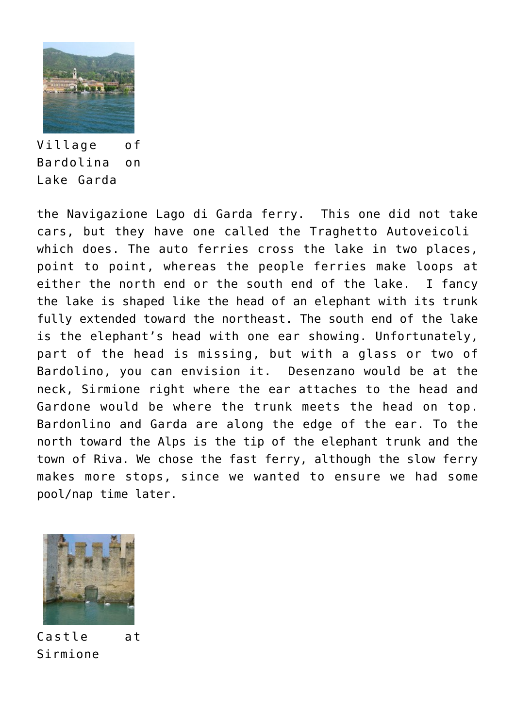Village of Bardolina on Lake Garda

the Navigazione Lago di Garda ferry.  This one did not take cars, but they have one called the Traghetto Autoveicoli which does. The auto ferries cross the lake in two places, point to point, whereas the people ferries make loops at either the north end or the south end of the lake.  I fancy the lake is shaped like the head of an elephant with its trunk fully extended toward the northeast. The south end of the lake is the elephant's head with one ear showing. Unfortunately, part of the head is missing, but with a glass or two of Bardolino, you can envision it.  Desenzano would be at the neck, Sirmione right where the ear attaches to the head and Gardone would be where the trunk meets the head on top. Bardonlino and Garda are along the edge of the ear. To the north toward the Alps is the tip of the elephant trunk and the town of Riva. We chose the fast ferry, although the slow ferry makes more stops, since we wanted to ensure we had some pool/nap time later.

Castle at Sirmione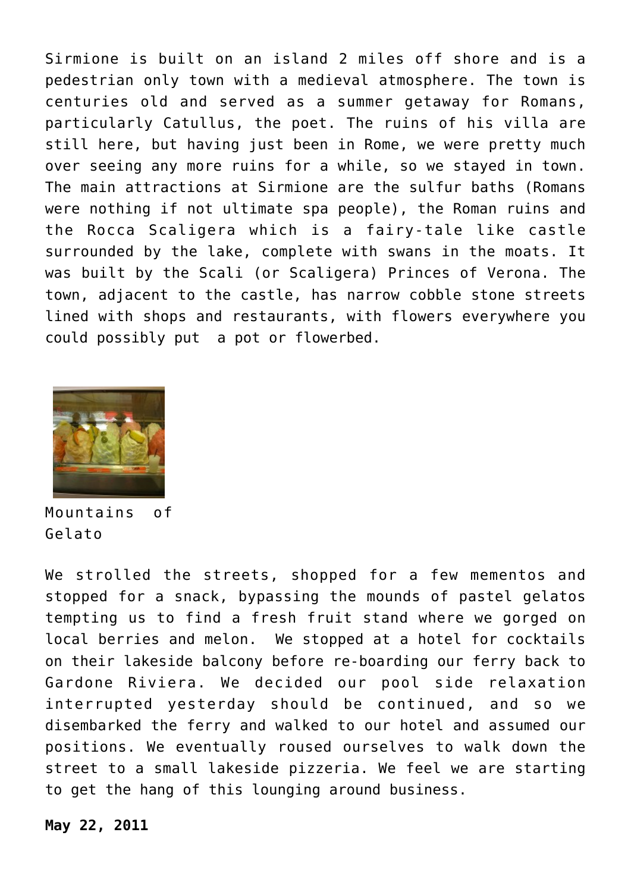Sirmione is built on an island 2 miles off shore and is a pedestrian only town with a medieval atmosphere. The town is centuries old and served as a summer getaway for Romans, particularly Catullus, the poet. The ruins of his villa are still here, but having just been in Rome, we were pretty much over seeing any more ruins for a while, so we stayed in town. The main attractions at Sirmione are the sulfur baths (Romans were nothing if not ultimate spa people), the Roman ruins and the Rocca Scaligera which is a fairy-tale like castle surrounded by the lake, complete with swans in the moats. It was built by the Scali (or Scaligera) Princes of Verona. The town, adjacent to the castle, has narrow cobble stone streets lined with shops and restaurants, with flowers everywhere you could possibly put a pot or flowerbed.

Mountains of Gelato

We strolled the streets, shopped for a few mementos and stopped for a snack, bypassing the mounds of pastel gelatos tempting us to find a fresh fruit stand where we gorged on local berries and melon. We stopped at a hotel for cocktails on their lakeside balcony before re-boarding our ferry back to Gardone Riviera. We decided our pool side relaxation interrupted yesterday should be continued, and so we disembarked the ferry and walked to our hotel and assumed our positions. We eventually roused ourselves to walk down the street to a small lakeside pizzeria. We feel we are starting to get the hang of this lounging around business.

**May 22, 2011**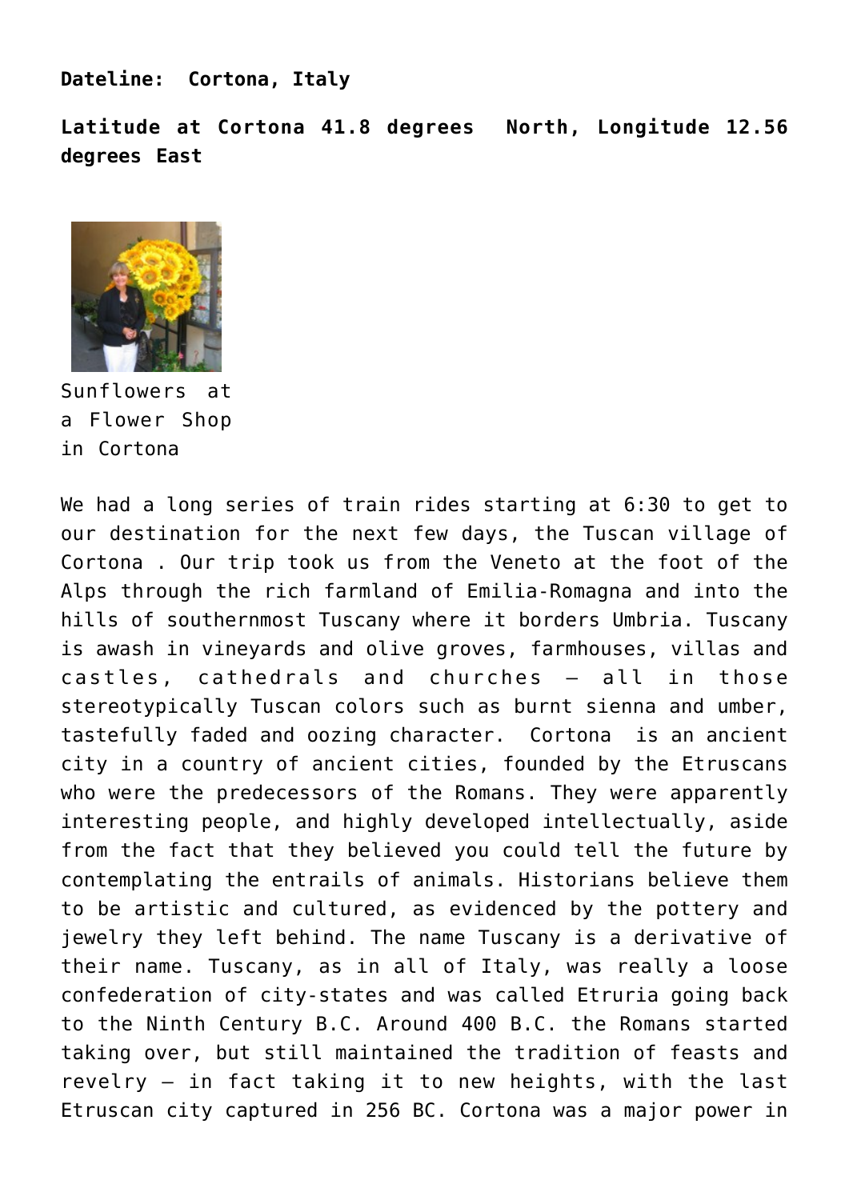**Dateline: Cortona, Italy**

**Latitude at Cortona 41.8 degrees North, Longitude 12.56 degrees East**

Sunflowers at a Flower Shop in Cortona

We had a long series of train rides starting at 6:30 to get to our destination for the next few days, the Tuscan village of Cortona . Our trip took us from the Veneto at the foot of the Alps through the rich farmland of Emilia-Romagna and into the hills of southernmost Tuscany where it borders Umbria. Tuscany is awash in vineyards and olive groves, farmhouses, villas and castles, cathedrals and churches – all in those stereotypically Tuscan colors such as burnt sienna and umber, tastefully faded and oozing character. Cortona is an ancient city in a country of ancient cities, founded by the Etruscans who were the predecessors of the Romans. They were apparently interesting people, and highly developed intellectually, aside from the fact that they believed you could tell the future by contemplating the entrails of animals. Historians believe them to be artistic and cultured, as evidenced by the pottery and jewelry they left behind. The name Tuscany is a derivative of their name. Tuscany, as in all of Italy, was really a loose confederation of city-states and was called Etruria going back to the Ninth Century B.C. Around 400 B.C. the Romans started taking over, but still maintained the tradition of feasts and revelry – in fact taking it to new heights, with the last Etruscan city captured in 256 BC. Cortona was a major power in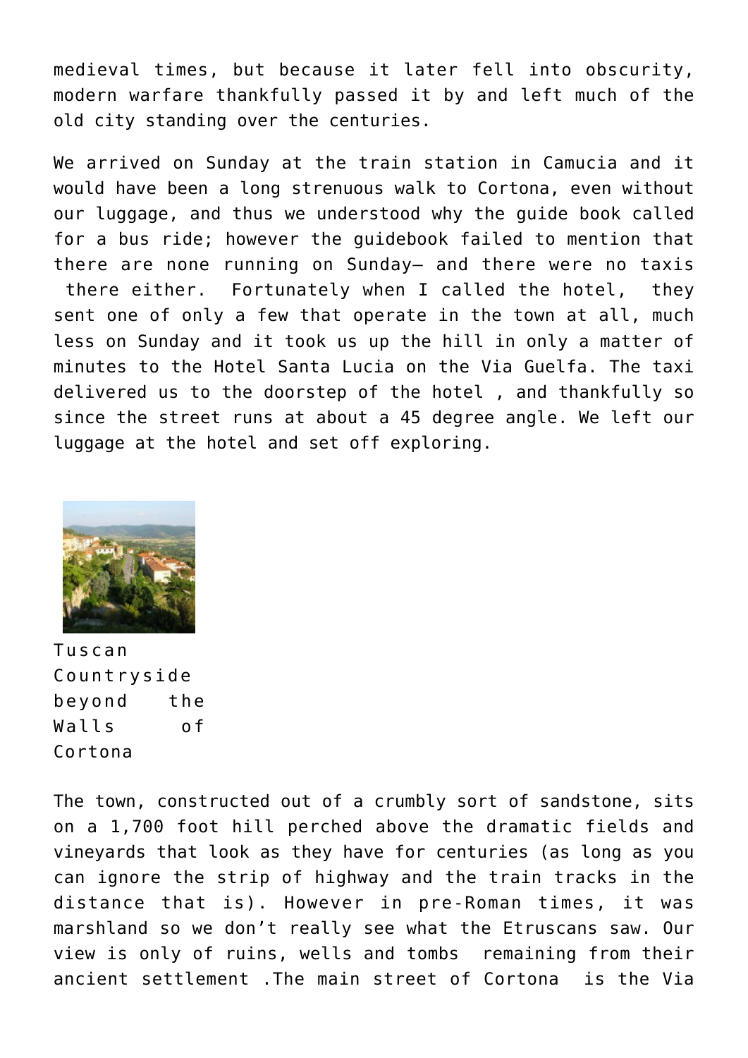medieval times, but because it later fell into obscurity, modern warfare thankfully passed it by and left much of the old city standing over the centuries.

We arrived on Sunday at the train station in Camucia and it would have been a long strenuous walk to Cortona, even without our luggage, and thus we understood why the guide book called for a bus ride; however the guidebook failed to mention that there are none running on Sunday— and there were no taxis there either. Fortunately when I called the hotel, they sent one of only a few that operate in the town at all, much less on Sunday and it took us up the hill in only a matter of minutes to the Hotel Santa Lucia on the Via Guelfa. The taxi delivered us to the doorstep of the hotel , and thankfully so since the street runs at about a 45 degree angle. We left our luggage at the hotel and set off exploring.

Tuscan Countryside beyond the Walls of Cortona

The town, constructed out of a crumbly sort of sandstone, sits on a 1,700 foot hill perched above the dramatic fields and vineyards that look as they have for centuries (as long as you can ignore the strip of highway and the train tracks in the distance that is). However in pre-Roman times, it was marshland so we don't really see what the Etruscans saw. Our view is only of ruins, wells and tombs remaining from their ancient settlement .The main street of Cortona is the Via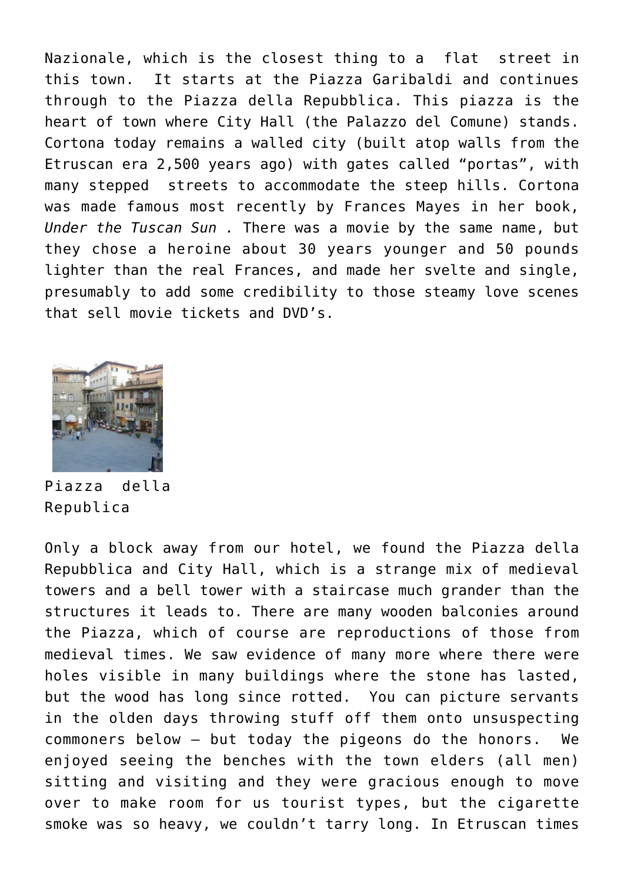Nazionale, which is the closest thing to a flat street in this town. It starts at the Piazza Garibaldi and continues through to the Piazza della Repubblica. This piazza is the heart of town where City Hall (the Palazzo del Comune) stands. Cortona today remains a walled city (built atop walls from the Etruscan era 2,500 years ago) with gates called "portas", with many stepped streets to accommodate the steep hills. Cortona was made famous most recently by Frances Mayes in her book, *Under the Tuscan Sun .* There was a movie by the same name, but they chose a heroine about 30 years younger and 50 pounds lighter than the real Frances, and made her svelte and single, presumably to add some credibility to those steamy love scenes that sell movie tickets and DVD's.

Piazza della Republica

Only a block away from our hotel, we found the Piazza della Repubblica and City Hall, which is a strange mix of medieval towers and a bell tower with a staircase much grander than the structures it leads to. There are many wooden balconies around the Piazza, which of course are reproductions of those from medieval times. We saw evidence of many more where there were holes visible in many buildings where the stone has lasted, but the wood has long since rotted. You can picture servants in the olden days throwing stuff off them onto unsuspecting commoners below – but today the pigeons do the honors. We enjoyed seeing the benches with the town elders (all men) sitting and visiting and they were gracious enough to move over to make room for us tourist types, but the cigarette smoke was so heavy, we couldn't tarry long. In Etruscan times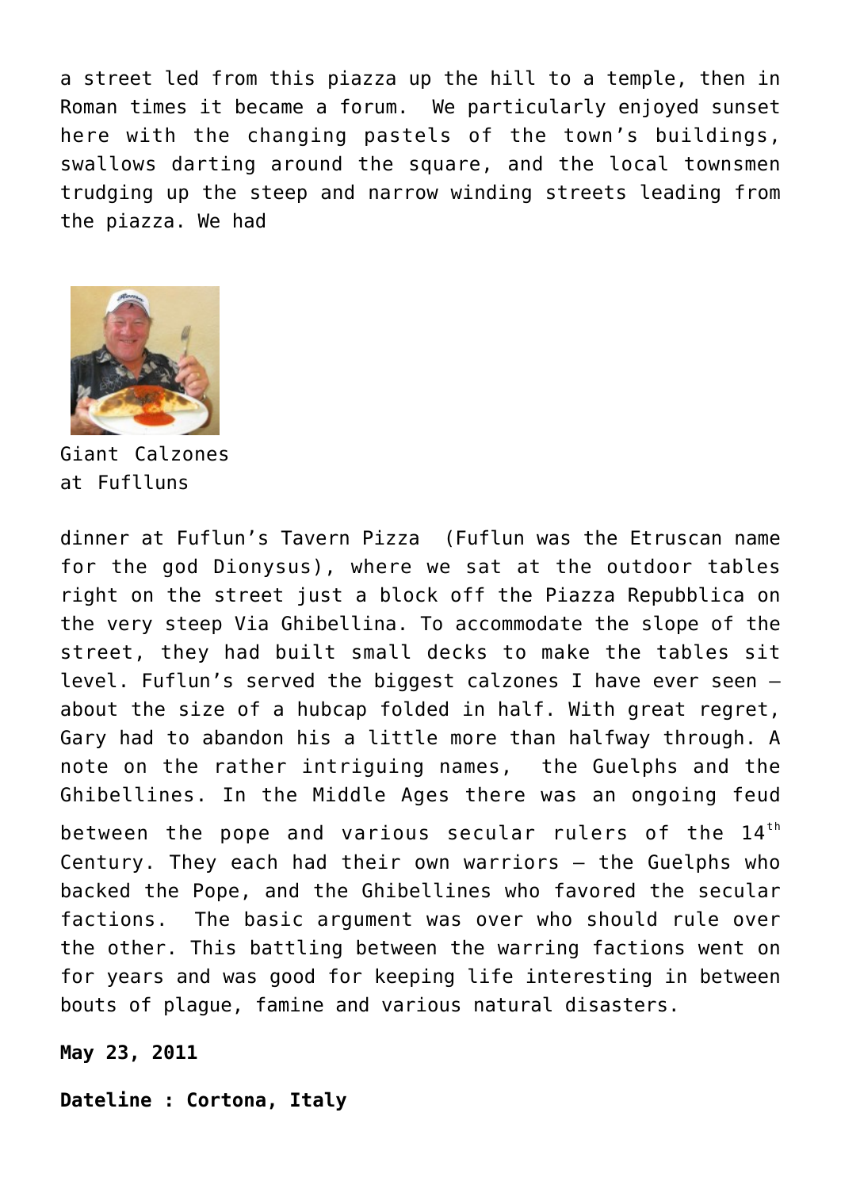a street led from this piazza up the hill to a temple, then in Roman times it became a forum. We particularly enjoyed sunset here with the changing pastels of the town's buildings, swallows darting around the square, and the local townsmen trudging up the steep and narrow winding streets leading from the piazza. We had

Giant Calzones at Fuflluns

dinner at Fuflun's Tavern Pizza (Fuflun was the Etruscan name for the god Dionysus), where we sat at the outdoor tables right on the street just a block off the Piazza Repubblica on the very steep Via Ghibellina. To accommodate the slope of the street, they had built small decks to make the tables sit level. Fuflun's served the biggest calzones I have ever seen – about the size of a hubcap folded in half. With great regret, Gary had to abandon his a little more than halfway through. A note on the rather intriguing names, the Guelphs and the Ghibellines. In the Middle Ages there was an ongoing feud between the pope and various secular rulers of the 14th Century. They each had their own warriors – the Guelphs who backed the Pope, and the Ghibellines who favored the secular factions. The basic argument was over who should rule over the other. This battling between the warring factions went on for years and was good for keeping life interesting in between bouts of plague, famine and various natural disasters.

**May 23, 2011**

**Dateline : Cortona, Italy**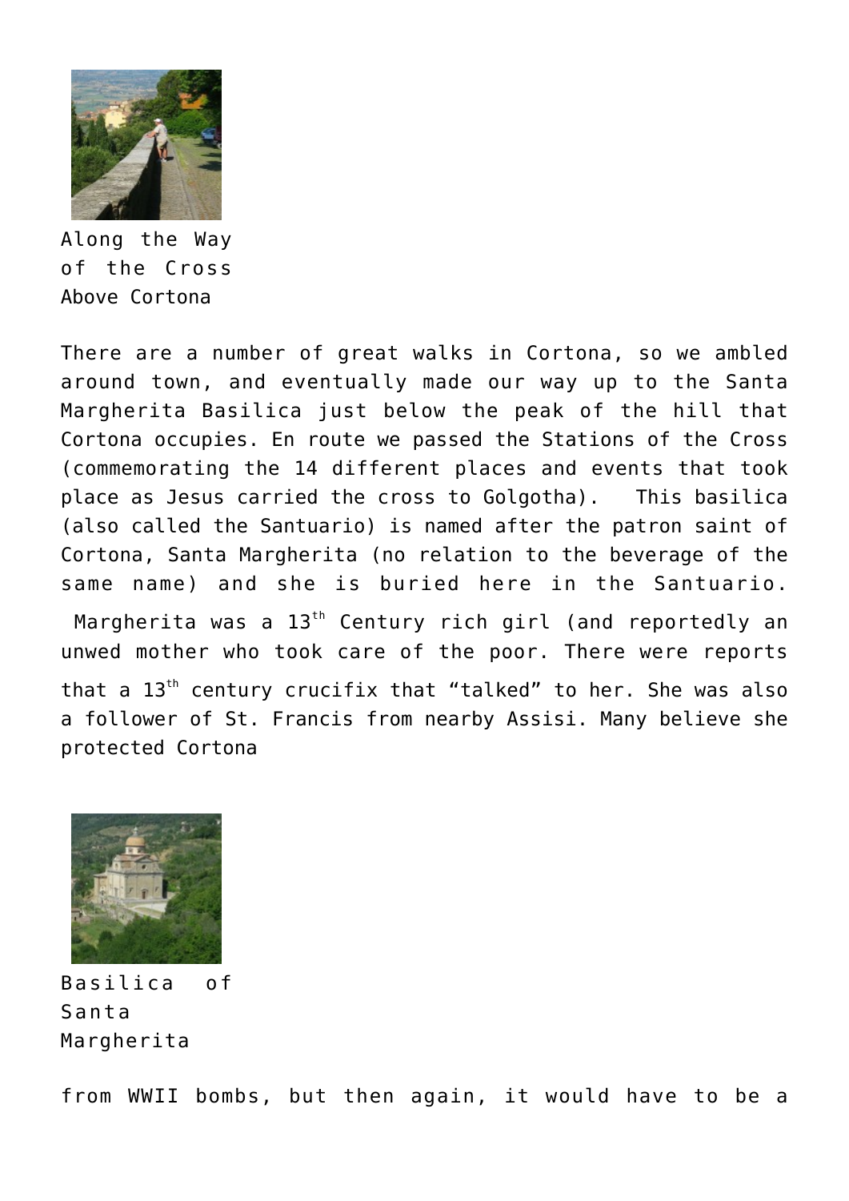Along the Way of the Cross Above Cortona

There are a number of great walks in Cortona, so we ambled around town, and eventually made our way up to the Santa Margherita Basilica just below the peak of the hill that Cortona occupies. En route we passed the Stations of the Cross (commemorating the 14 different places and events that took place as Jesus carried the cross to Golgotha). This basilica (also called the Santuario) is named after the patron saint of Cortona, Santa Margherita (no relation to the beverage of the same name) and she is buried here in the Santuario. Margherita was a 13th Century rich girl (and reportedly an unwed mother who took care of the poor. There were reports that a 13th century crucifix that "talked" to her. She was also a follower of St. Francis from nearby Assisi. Many believe she protected Cortona

Basilica of Santa Margherita

from WWII bombs, but then again, it would have to be a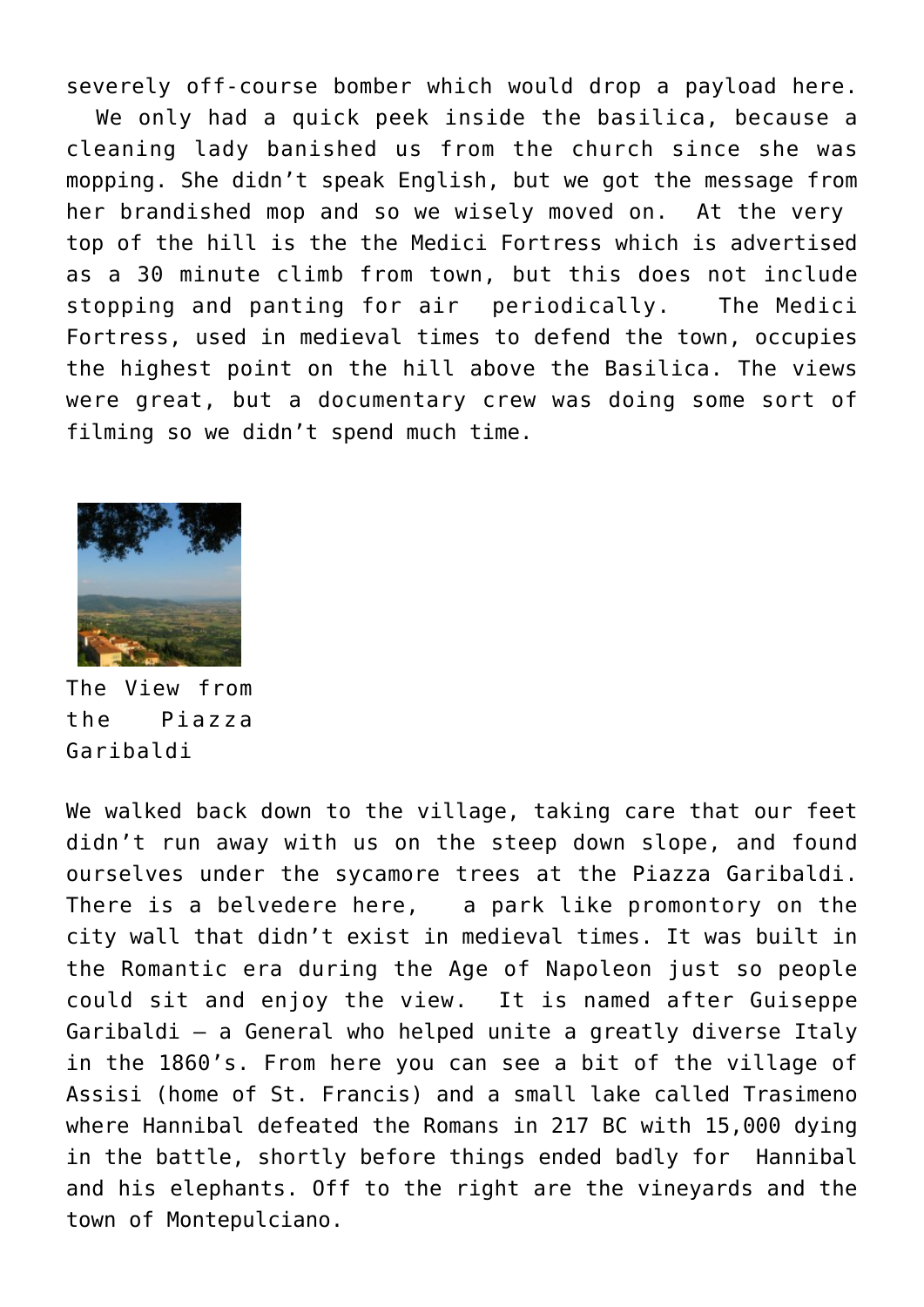severely off-course bomber which would drop a payload here.  We only had a quick peek inside the basilica, because a cleaning lady banished us from the church since she was mopping. She didn't speak English, but we got the message from her brandished mop and so we wisely moved on.  At the very top of the hill is the the Medici Fortress which is advertised as a 30 minute climb from town, but this does not include stopping and panting for air  periodically.  The Medici Fortress, used in medieval times to defend the town, occupies the highest point on the hill above the Basilica. The views were great, but a documentary crew was doing some sort of filming so we didn't spend much time.

The View from the Piazza Garibaldi

We walked back down to the village, taking care that our feet didn't run away with us on the steep down slope, and found ourselves under the sycamore trees at the Piazza Garibaldi. There is a belvedere here,  a park like promontory on the city wall that didn't exist in medieval times. It was built in the Romantic era during the Age of Napoleon just so people could sit and enjoy the view.  It is named after Guiseppe Garibaldi – a General who helped unite a greatly diverse Italy in the 1860's. From here you can see a bit of the village of Assisi (home of St. Francis) and a small lake called Trasimeno where Hannibal defeated the Romans in 217 BC with 15,000 dying in the battle, shortly before things ended badly for  Hannibal and his elephants. Off to the right are the vineyards and the town of Montepulciano.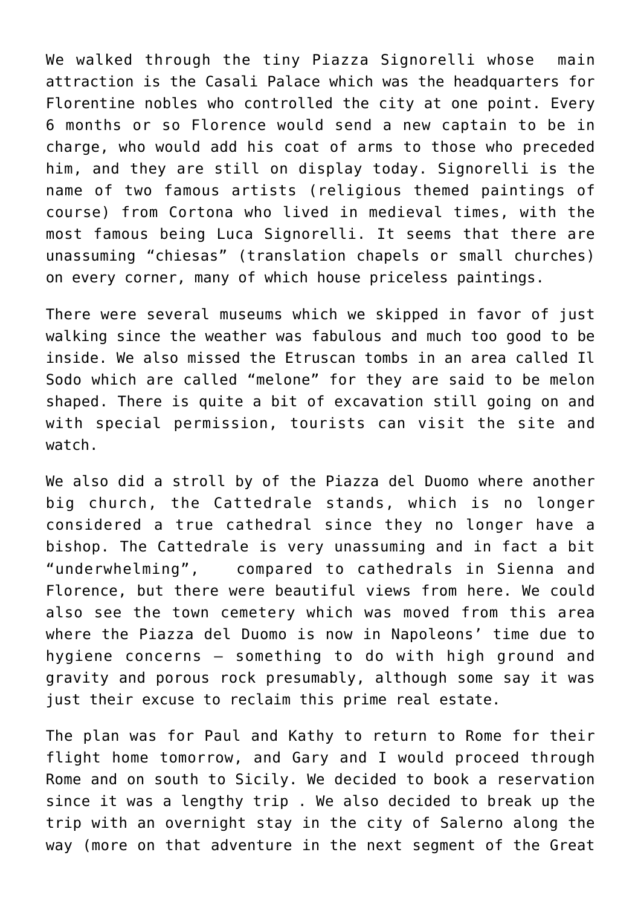We walked through the tiny Piazza Signorelli whose main attraction is the Casali Palace which was the headquarters for Florentine nobles who controlled the city at one point. Every 6 months or so Florence would send a new captain to be in charge, who would add his coat of arms to those who preceded him, and they are still on display today. Signorelli is the name of two famous artists (religious themed paintings of course) from Cortona who lived in medieval times, with the most famous being Luca Signorelli. It seems that there are unassuming “chiesas” (translation chapels or small churches) on every corner, many of which house priceless paintings.

There were several museums which we skipped in favor of just walking since the weather was fabulous and much too good to be inside. We also missed the Etruscan tombs in an area called Il Sodo which are called “melone” for they are said to be melon shaped. There is quite a bit of excavation still going on and with special permission, tourists can visit the site and watch.

We also did a stroll by of the Piazza del Duomo where another big church, the Cattedrale stands, which is no longer considered a true cathedral since they no longer have a bishop. The Cattedrale is very unassuming and in fact a bit “underwhelming”, compared to cathedrals in Sienna and Florence, but there were beautiful views from here. We could also see the town cemetery which was moved from this area where the Piazza del Duomo is now in Napoleons’ time due to hygiene concerns – something to do with high ground and gravity and porous rock presumably, although some say it was just their excuse to reclaim this prime real estate.

The plan was for Paul and Kathy to return to Rome for their flight home tomorrow, and Gary and I would proceed through Rome and on south to Sicily. We decided to book a reservation since it was a lengthy trip . We also decided to break up the trip with an overnight stay in the city of Salerno along the way (more on that adventure in the next segment of the Great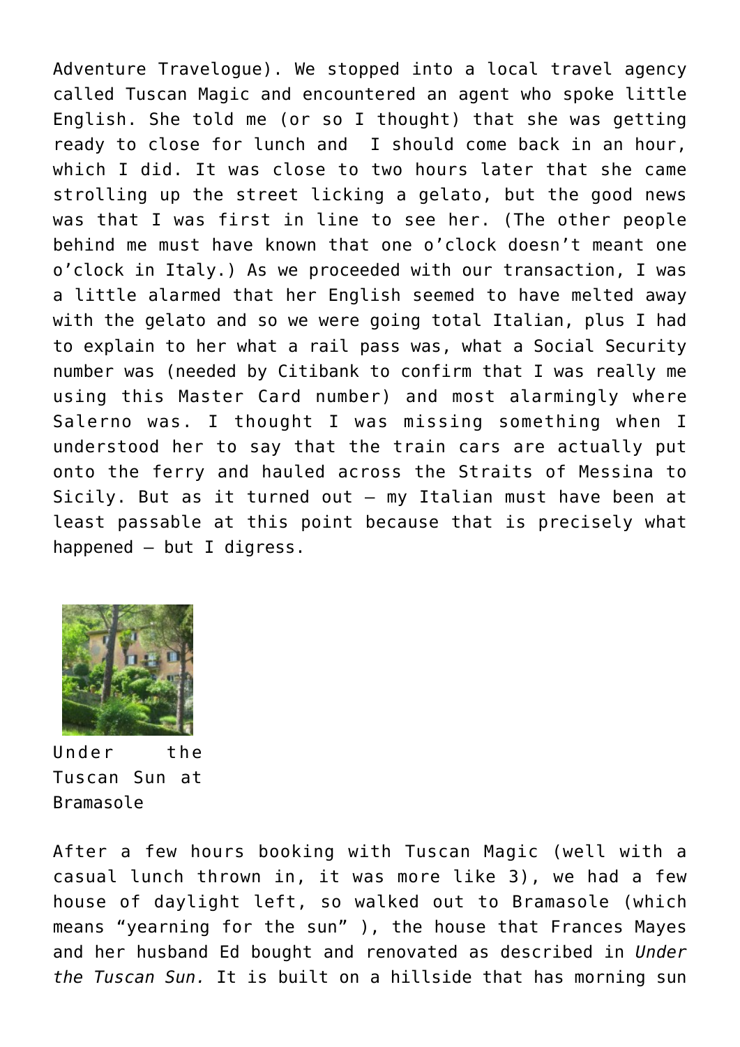Adventure Travelogue). We stopped into a local travel agency called Tuscan Magic and encountered an agent who spoke little English. She told me (or so I thought) that she was getting ready to close for lunch and I should come back in an hour, which I did. It was close to two hours later that she came strolling up the street licking a gelato, but the good news was that I was first in line to see her. (The other people behind me must have known that one o'clock doesn't meant one o'clock in Italy.) As we proceeded with our transaction, I was a little alarmed that her English seemed to have melted away with the gelato and so we were going total Italian, plus I had to explain to her what a rail pass was, what a Social Security number was (needed by Citibank to confirm that I was really me using this Master Card number) and most alarmingly where Salerno was. I thought I was missing something when I understood her to say that the train cars are actually put onto the ferry and hauled across the Straits of Messina to Sicily. But as it turned out – my Italian must have been at least passable at this point because that is precisely what happened – but I digress.

Under the Tuscan Sun at Bramasole

After a few hours booking with Tuscan Magic (well with a casual lunch thrown in, it was more like 3), we had a few house of daylight left, so walked out to Bramasole (which means "yearning for the sun" ), the house that Frances Mayes and her husband Ed bought and renovated as described in *Under the Tuscan Sun.* It is built on a hillside that has morning sun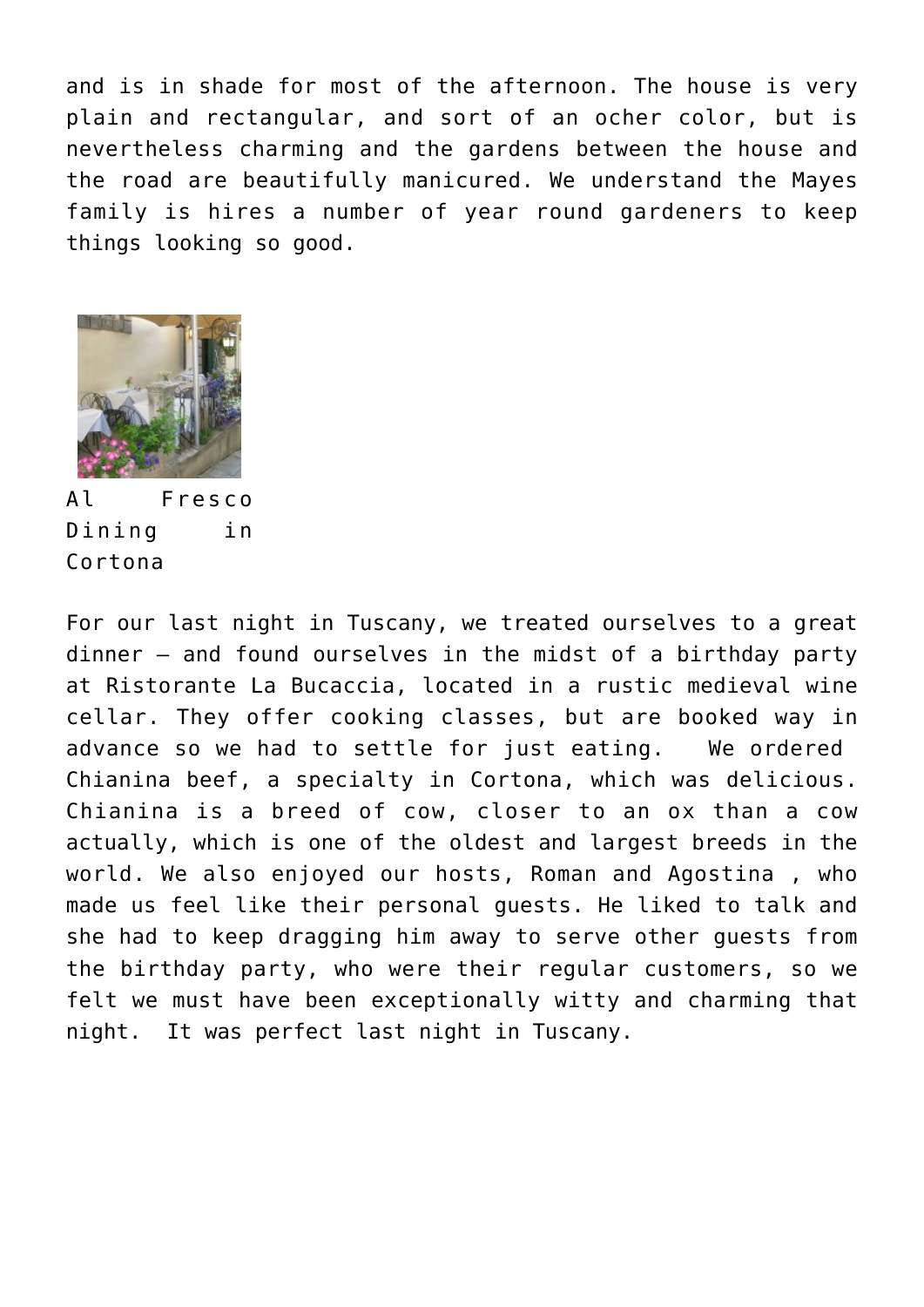and is in shade for most of the afternoon. The house is very plain and rectangular, and sort of an ocher color, but is nevertheless charming and the gardens between the house and the road are beautifully manicured. We understand the Mayes family is hires a number of year round gardeners to keep things looking so good.

Al Fresco Dining in Cortona

For our last night in Tuscany, we treated ourselves to a great dinner – and found ourselves in the midst of a birthday party at Ristorante La Bucaccia, located in a rustic medieval wine cellar. They offer cooking classes, but are booked way in advance so we had to settle for just eating. We ordered Chianina beef, a specialty in Cortona, which was delicious. Chianina is a breed of cow, closer to an ox than a cow actually, which is one of the oldest and largest breeds in the world. We also enjoyed our hosts, Roman and Agostina , who made us feel like their personal guests. He liked to talk and she had to keep dragging him away to serve other guests from the birthday party, who were their regular customers, so we felt we must have been exceptionally witty and charming that night. It was perfect last night in Tuscany.